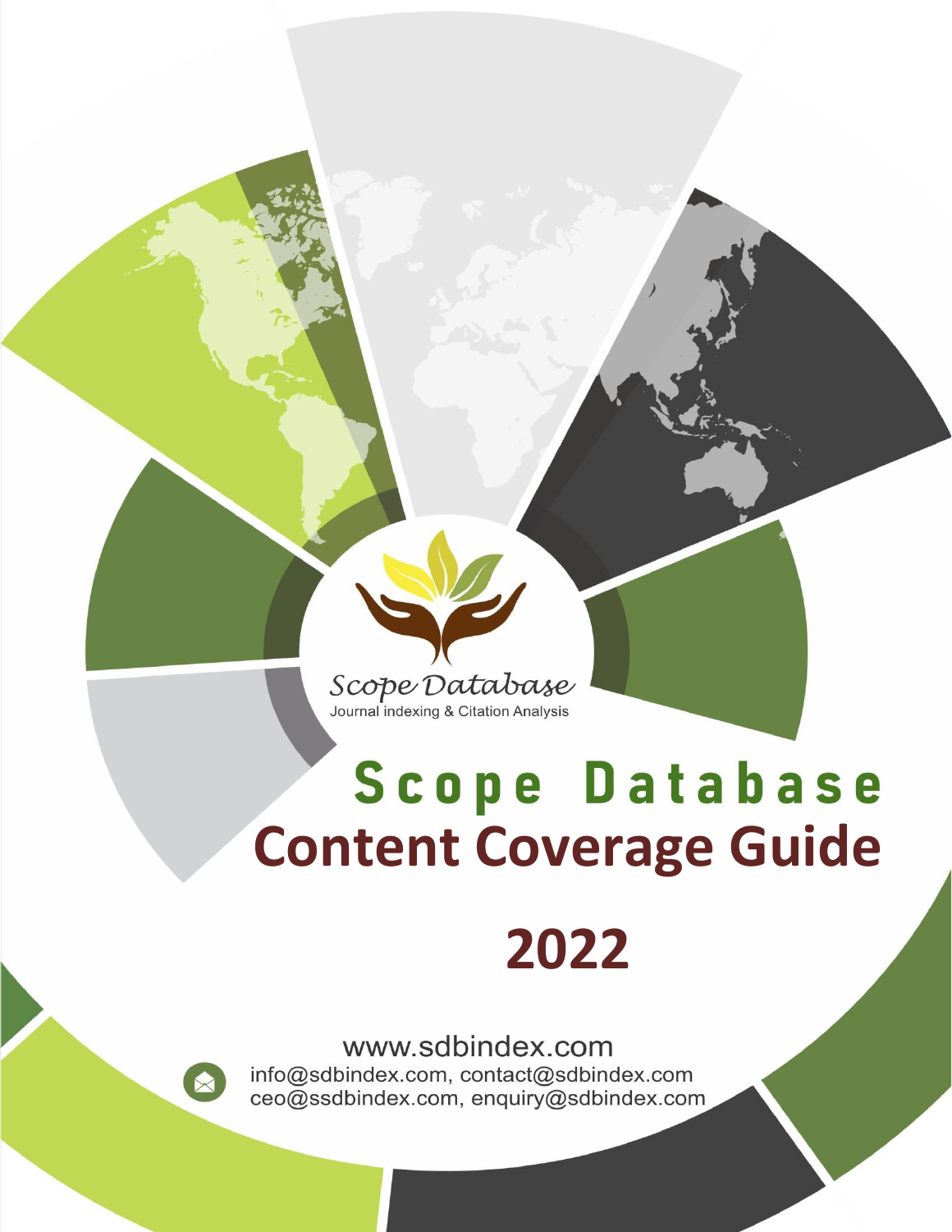Scope Database

Journal indexing & Citation Analysis

# Scope Database
# Content Coverage Guide

## 2022

www.sdbindex.com

info@sdbindex.com, contact@sdbindex.com

ceo@ssdbindex.com, enquiry@sdbindex.com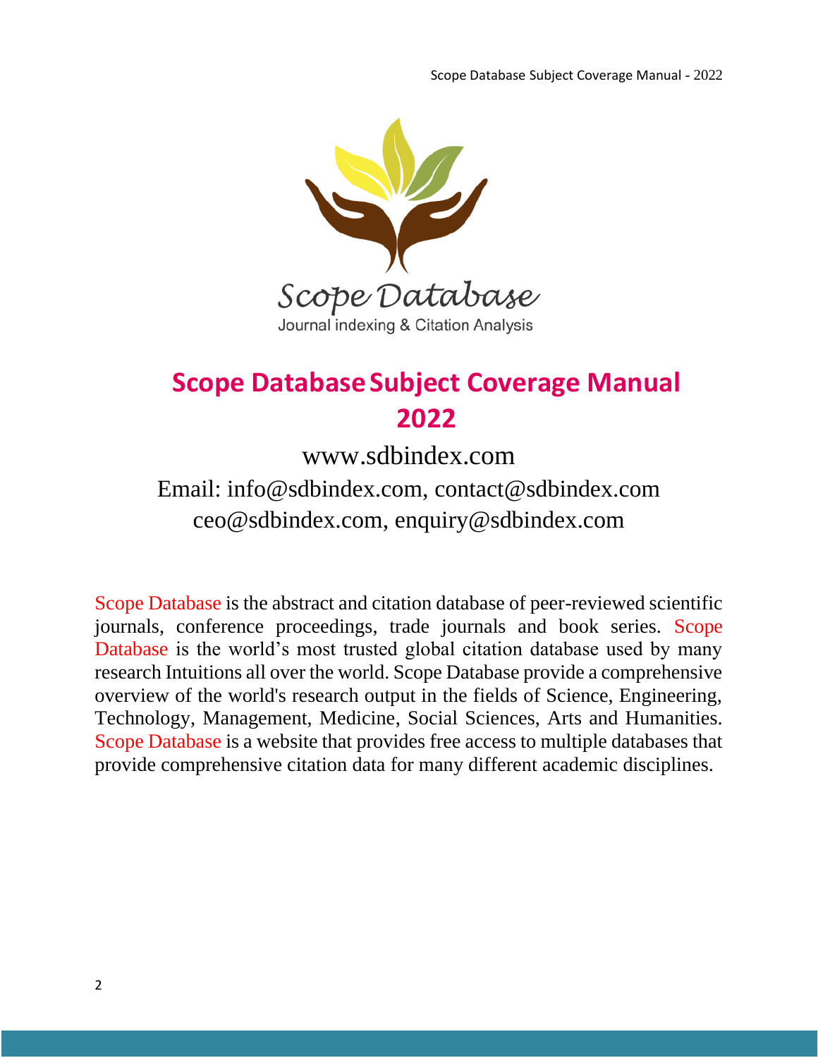Scope Database

Journal indexing & Citation Analysis

# Scope Database Subject Coverage Manual 2022

www.sdbindex.com

Email: info@sdbindex.com, contact@sdbindex.com
ceo@sdbindex.com, enquiry@sdbindex.com

Scope Database is the abstract and citation database of peer-reviewed scientific journals, conference proceedings, trade journals and book series. Scope Database is the world's most trusted global citation database used by many research Intuitions all over the world. Scope Database provide a comprehensive overview of the world's research output in the fields of Science, Engineering, Technology, Management, Medicine, Social Sciences, Arts and Humanities. Scope Database is a website that provides free access to multiple databases that provide comprehensive citation data for many different academic disciplines.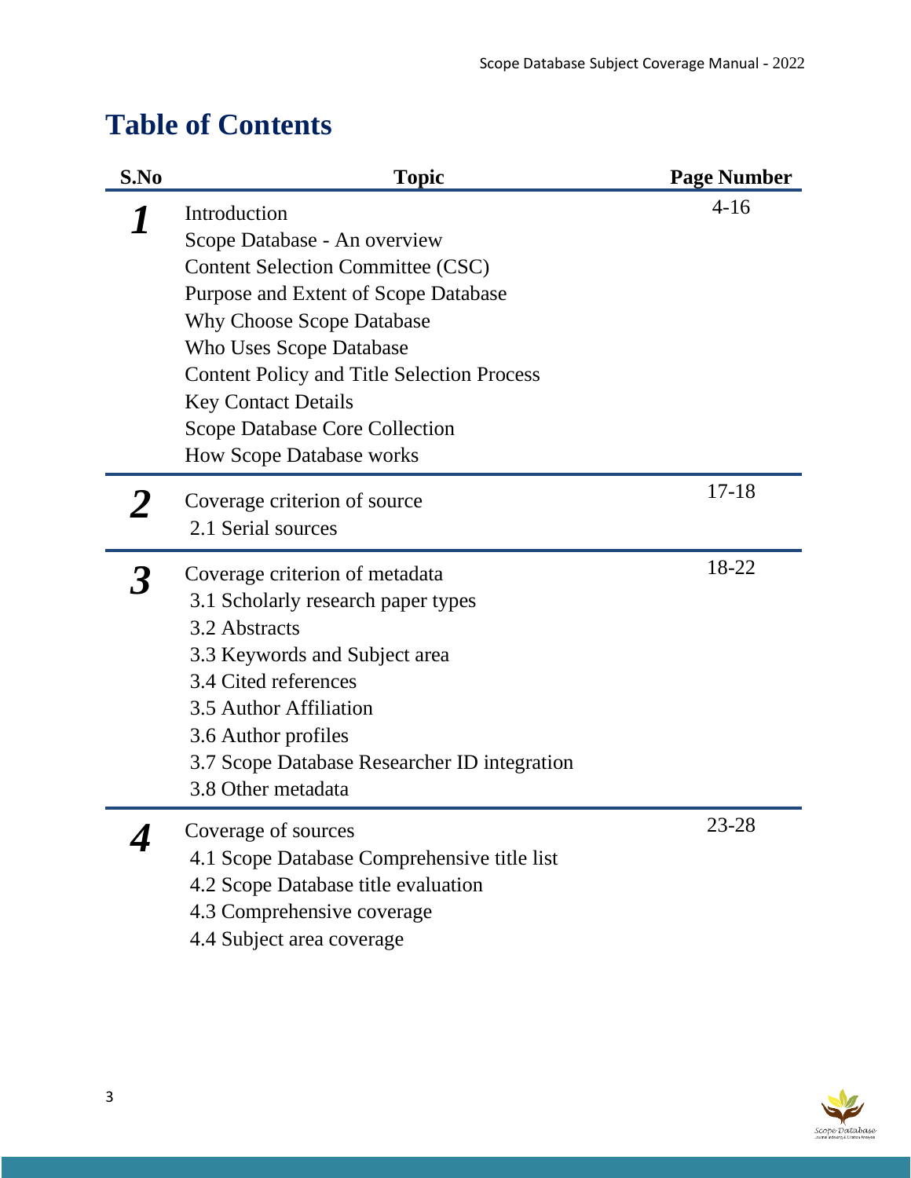# Table of Contents

| S.No | Topic | Page Number |
|---|---|---|
| **1** | Introduction<br>Scope Database - An overview<br>Content Selection Committee (CSC)<br>Purpose and Extent of Scope Database<br>Why Choose Scope Database<br>Who Uses Scope Database<br>Content Policy and Title Selection Process<br>Key Contact Details<br>Scope Database Core Collection<br>How Scope Database works | 4-16 |
| **2** | Coverage criterion of source<br>2.1 Serial sources | 17-18 |
| **3** | Coverage criterion of metadata<br>3.1 Scholarly research paper types<br>3.2 Abstracts<br>3.3 Keywords and Subject area<br>3.4 Cited references<br>3.5 Author Affiliation<br>3.6 Author profiles<br>3.7 Scope Database Researcher ID integration<br>3.8 Other metadata | 18-22 |
| **4** | Coverage of sources<br>4.1 Scope Database Comprehensive title list<br>4.2 Scope Database title evaluation<br>4.3 Comprehensive coverage<br>4.4 Subject area coverage | 23-28 |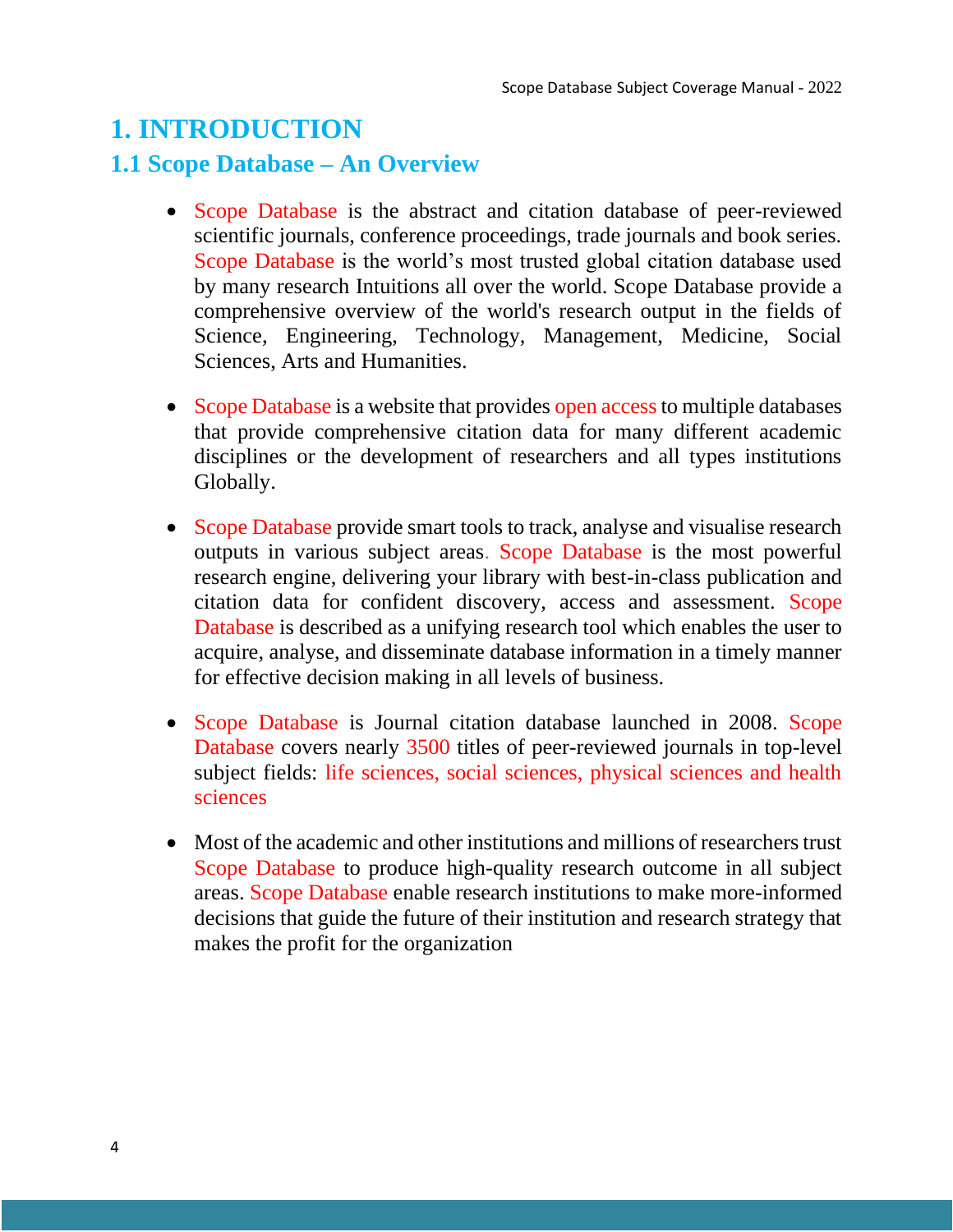# 1. INTRODUCTION

## 1.1 Scope Database – An Overview

- Scope Database is the abstract and citation database of peer-reviewed scientific journals, conference proceedings, trade journals and book series. Scope Database is the world's most trusted global citation database used by many research Intuitions all over the world. Scope Database provide a comprehensive overview of the world's research output in the fields of Science, Engineering, Technology, Management, Medicine, Social Sciences, Arts and Humanities.

- Scope Database is a website that provides open access to multiple databases that provide comprehensive citation data for many different academic disciplines or the development of researchers and all types institutions Globally.

- Scope Database provide smart tools to track, analyse and visualise research outputs in various subject areas. Scope Database is the most powerful research engine, delivering your library with best-in-class publication and citation data for confident discovery, access and assessment. Scope Database is described as a unifying research tool which enables the user to acquire, analyse, and disseminate database information in a timely manner for effective decision making in all levels of business.

- Scope Database is Journal citation database launched in 2008. Scope Database covers nearly 3500 titles of peer-reviewed journals in top-level subject fields: life sciences, social sciences, physical sciences and health sciences

- Most of the academic and other institutions and millions of researchers trust Scope Database to produce high-quality research outcome in all subject areas. Scope Database enable research institutions to make more-informed decisions that guide the future of their institution and research strategy that makes the profit for the organization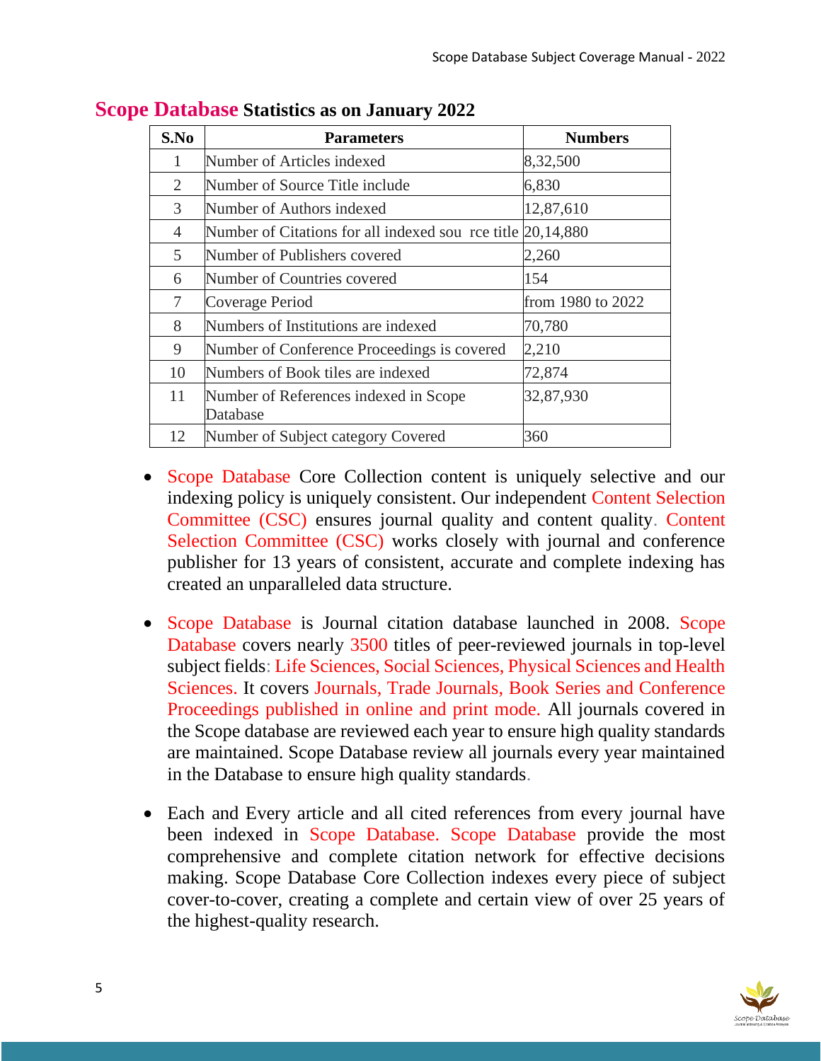## Scope Database Statistics as on January 2022

| S.No | Parameters | Numbers |
|---|---|---|
| 1 | Number of Articles indexed | 8,32,500 |
| 2 | Number of Source Title include | 6,830 |
| 3 | Number of Authors indexed | 12,87,610 |
| 4 | Number of Citations for all indexed sou rce title | 20,14,880 |
| 5 | Number of Publishers covered | 2,260 |
| 6 | Number of Countries covered | 154 |
| 7 | Coverage Period | from 1980 to 2022 |
| 8 | Numbers of Institutions are indexed | 70,780 |
| 9 | Number of Conference Proceedings is covered | 2,210 |
| 10 | Numbers of Book tiles are indexed | 72,874 |
| 11 | Number of References indexed in Scope Database | 32,87,930 |
| 12 | Number of Subject category Covered | 360 |

- Scope Database Core Collection content is uniquely selective and our indexing policy is uniquely consistent. Our independent Content Selection Committee (CSC) ensures journal quality and content quality. Content Selection Committee (CSC) works closely with journal and conference publisher for 13 years of consistent, accurate and complete indexing has created an unparalleled data structure.

- Scope Database is Journal citation database launched in 2008. Scope Database covers nearly 3500 titles of peer-reviewed journals in top-level subject fields: Life Sciences, Social Sciences, Physical Sciences and Health Sciences. It covers Journals, Trade Journals, Book Series and Conference Proceedings published in online and print mode. All journals covered in the Scope database are reviewed each year to ensure high quality standards are maintained. Scope Database review all journals every year maintained in the Database to ensure high quality standards.

- Each and Every article and all cited references from every journal have been indexed in Scope Database. Scope Database provide the most comprehensive and complete citation network for effective decisions making. Scope Database Core Collection indexes every piece of subject cover-to-cover, creating a complete and certain view of over 25 years of the highest-quality research.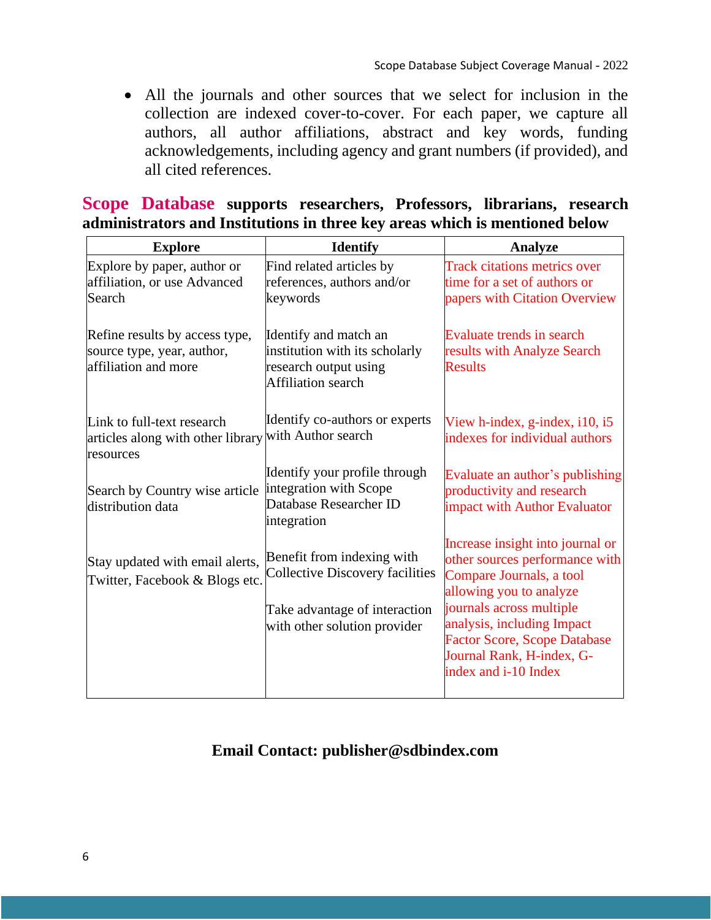- All the journals and other sources that we select for inclusion in the collection are indexed cover-to-cover. For each paper, we capture all authors, all author affiliations, abstract and key words, funding acknowledgements, including agency and grant numbers (if provided), and all cited references.

**Scope Database supports researchers, Professors, librarians, research administrators and Institutions in three key areas which is mentioned below**

| Explore | Identify | Analyze |
|---|---|---|
| Explore by paper, author or affiliation, or use Advanced Search | Find related articles by references, authors and/or keywords | Track citations metrics over time for a set of authors or papers with Citation Overview |
| Refine results by access type, source type, year, author, affiliation and more | Identify and match an institution with its scholarly research output using Affiliation search | Evaluate trends in search results with Analyze Search Results |
| Link to full-text research articles along with other library resources | Identify co-authors or experts with Author search | View h-index, g-index, i10, i5 indexes for individual authors |
| Search by Country wise article distribution data | Identify your profile through integration with Scope Database Researcher ID integration | Evaluate an author's publishing productivity and research impact with Author Evaluator |
| Stay updated with email alerts, Twitter, Facebook & Blogs etc. | Benefit from indexing with Collective Discovery facilities<br><br>Take advantage of interaction with other solution provider | Increase insight into journal or other sources performance with Compare Journals, a tool allowing you to analyze journals across multiple analysis, including Impact Factor Score, Scope Database Journal Rank, H-index, G-index and i-10 Index |

**Email Contact: publisher@sdbindex.com**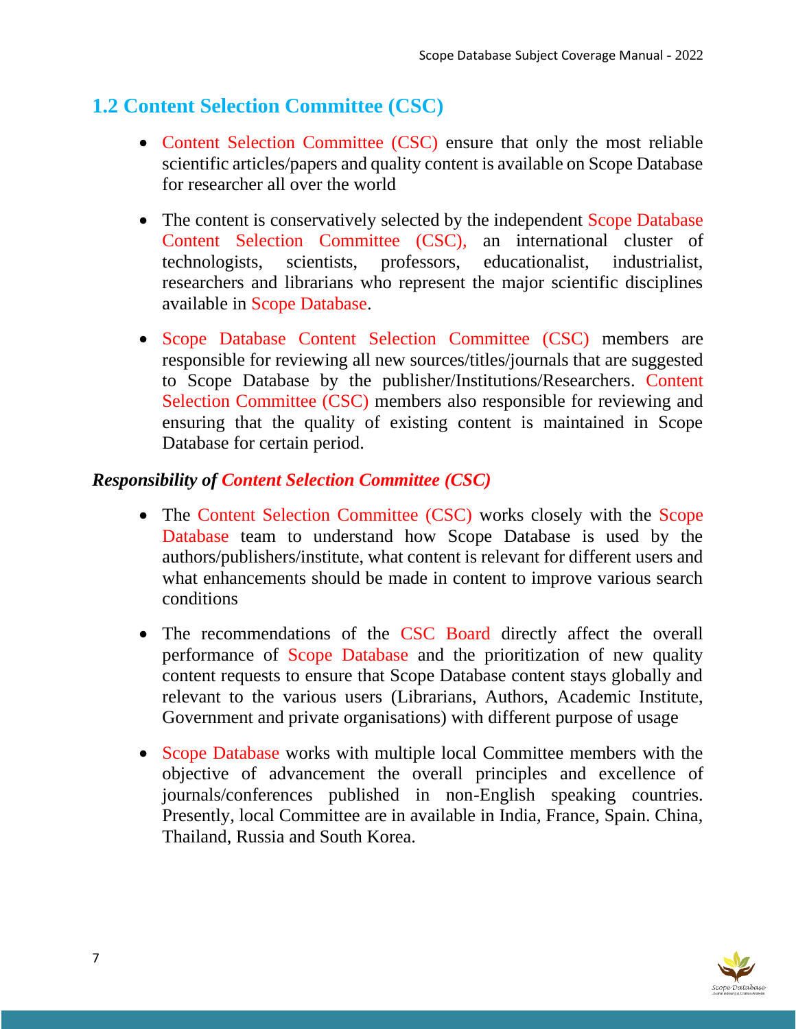## 1.2 Content Selection Committee (CSC)

- Content Selection Committee (CSC) ensure that only the most reliable scientific articles/papers and quality content is available on Scope Database for researcher all over the world
- The content is conservatively selected by the independent Scope Database Content Selection Committee (CSC), an international cluster of technologists, scientists, professors, educationalist, industrialist, researchers and librarians who represent the major scientific disciplines available in Scope Database.
- Scope Database Content Selection Committee (CSC) members are responsible for reviewing all new sources/titles/journals that are suggested to Scope Database by the publisher/Institutions/Researchers. Content Selection Committee (CSC) members also responsible for reviewing and ensuring that the quality of existing content is maintained in Scope Database for certain period.

***Responsibility of Content Selection Committee (CSC)***

- The Content Selection Committee (CSC) works closely with the Scope Database team to understand how Scope Database is used by the authors/publishers/institute, what content is relevant for different users and what enhancements should be made in content to improve various search conditions
- The recommendations of the CSC Board directly affect the overall performance of Scope Database and the prioritization of new quality content requests to ensure that Scope Database content stays globally and relevant to the various users (Librarians, Authors, Academic Institute, Government and private organisations) with different purpose of usage
- Scope Database works with multiple local Committee members with the objective of advancement the overall principles and excellence of journals/conferences published in non-English speaking countries. Presently, local Committee are in available in India, France, Spain. China, Thailand, Russia and South Korea.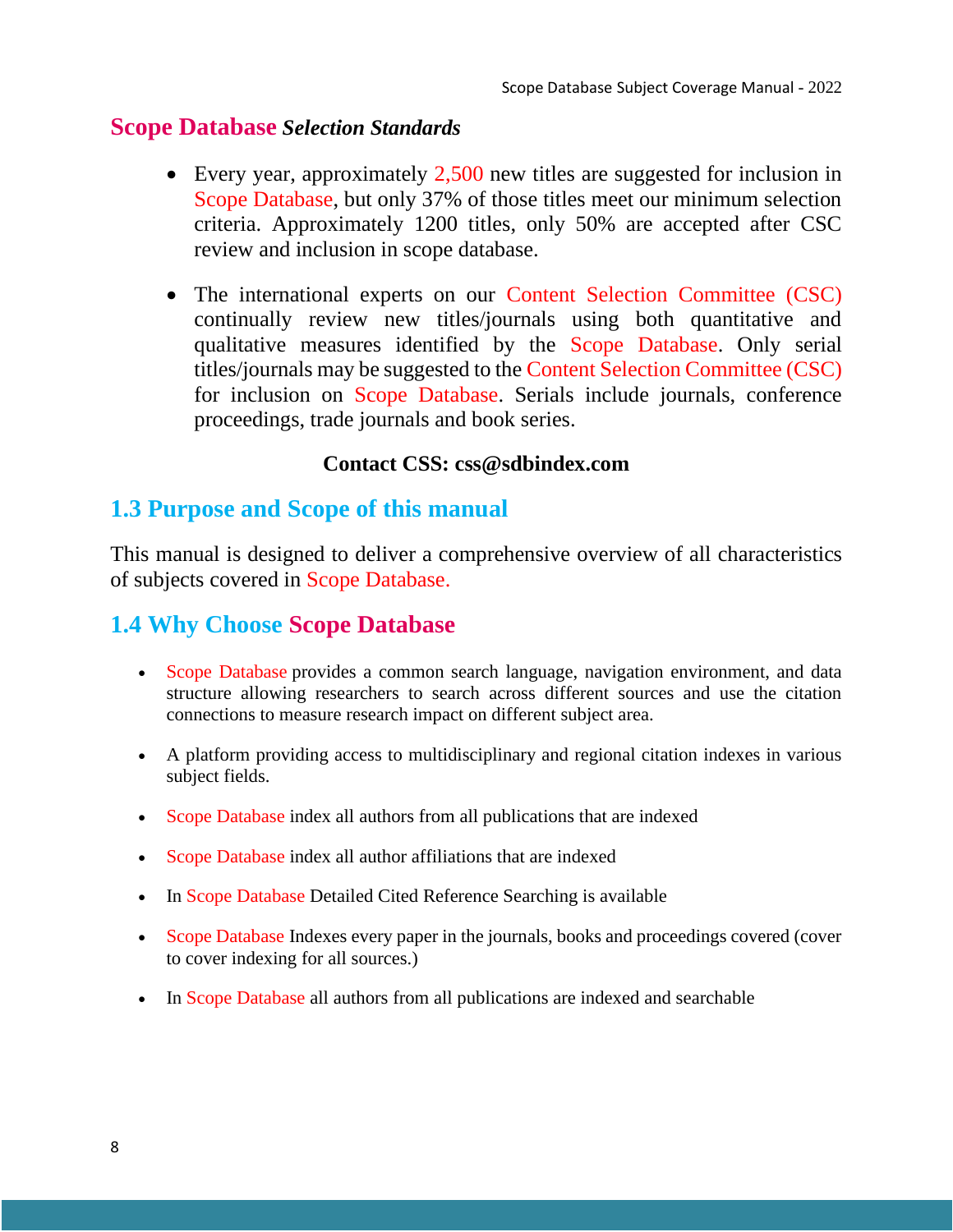## Scope Database *Selection Standards*

- Every year, approximately 2,500 new titles are suggested for inclusion in Scope Database, but only 37% of those titles meet our minimum selection criteria. Approximately 1200 titles, only 50% are accepted after CSC review and inclusion in scope database.

- The international experts on our Content Selection Committee (CSC) continually review new titles/journals using both quantitative and qualitative measures identified by the Scope Database. Only serial titles/journals may be suggested to the Content Selection Committee (CSC) for inclusion on Scope Database. Serials include journals, conference proceedings, trade journals and book series.

**Contact CSS: css@sdbindex.com**

## 1.3 Purpose and Scope of this manual

This manual is designed to deliver a comprehensive overview of all characteristics of subjects covered in Scope Database.

## 1.4 Why Choose Scope Database

- Scope Database provides a common search language, navigation environment, and data structure allowing researchers to search across different sources and use the citation connections to measure research impact on different subject area.
- A platform providing access to multidisciplinary and regional citation indexes in various subject fields.
- Scope Database index all authors from all publications that are indexed
- Scope Database index all author affiliations that are indexed
- In Scope Database Detailed Cited Reference Searching is available
- Scope Database Indexes every paper in the journals, books and proceedings covered (cover to cover indexing for all sources.)
- In Scope Database all authors from all publications are indexed and searchable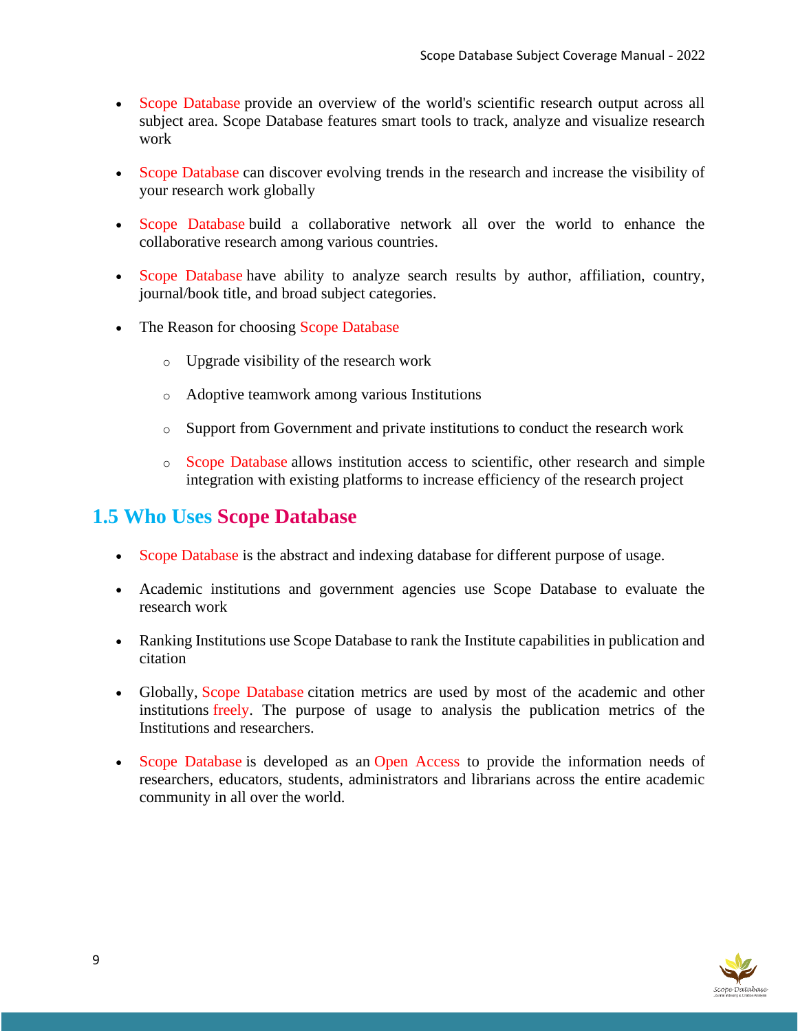- Scope Database provide an overview of the world's scientific research output across all subject area. Scope Database features smart tools to track, analyze and visualize research work

- Scope Database can discover evolving trends in the research and increase the visibility of your research work globally

- Scope Database build a collaborative network all over the world to enhance the collaborative research among various countries.

- Scope Database have ability to analyze search results by author, affiliation, country, journal/book title, and broad subject categories.

- The Reason for choosing Scope Database
  - Upgrade visibility of the research work
  - Adoptive teamwork among various Institutions
  - Support from Government and private institutions to conduct the research work
  - Scope Database allows institution access to scientific, other research and simple integration with existing platforms to increase efficiency of the research project

## 1.5 Who Uses Scope Database

- Scope Database is the abstract and indexing database for different purpose of usage.

- Academic institutions and government agencies use Scope Database to evaluate the research work

- Ranking Institutions use Scope Database to rank the Institute capabilities in publication and citation

- Globally, Scope Database citation metrics are used by most of the academic and other institutions freely. The purpose of usage to analysis the publication metrics of the Institutions and researchers.

- Scope Database is developed as an Open Access to provide the information needs of researchers, educators, students, administrators and librarians across the entire academic community in all over the world.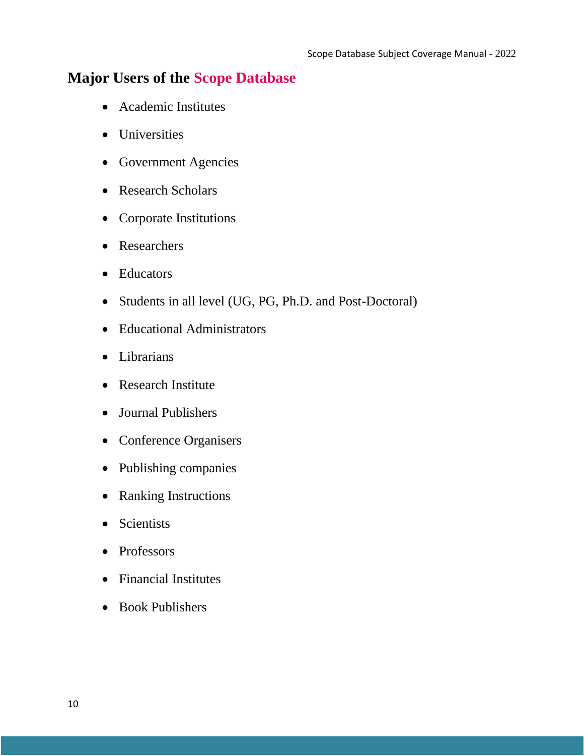## Major Users of the Scope Database

- Academic Institutes
- Universities
- Government Agencies
- Research Scholars
- Corporate Institutions
- Researchers
- Educators
- Students in all level (UG, PG, Ph.D. and Post-Doctoral)
- Educational Administrators
- Librarians
- Research Institute
- Journal Publishers
- Conference Organisers
- Publishing companies
- Ranking Instructions
- Scientists
- Professors
- Financial Institutes
- Book Publishers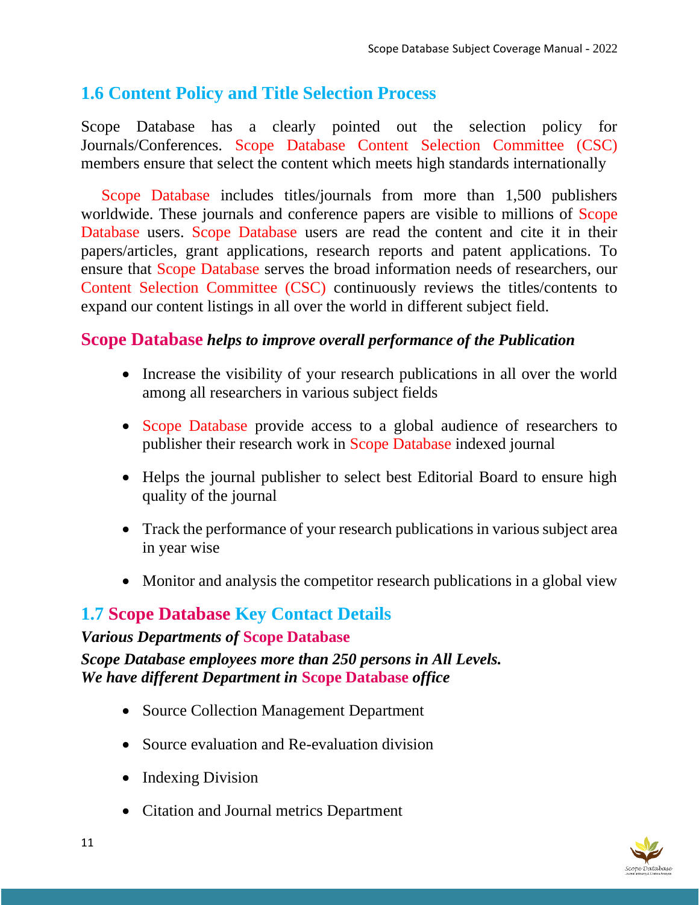## 1.6 Content Policy and Title Selection Process

Scope Database has a clearly pointed out the selection policy for Journals/Conferences. Scope Database Content Selection Committee (CSC) members ensure that select the content which meets high standards internationally

Scope Database includes titles/journals from more than 1,500 publishers worldwide. These journals and conference papers are visible to millions of Scope Database users. Scope Database users are read the content and cite it in their papers/articles, grant applications, research reports and patent applications. To ensure that Scope Database serves the broad information needs of researchers, our Content Selection Committee (CSC) continuously reviews the titles/contents to expand our content listings in all over the world in different subject field.

### **Scope Database** *helps to improve overall performance of the Publication*

- Increase the visibility of your research publications in all over the world among all researchers in various subject fields
- Scope Database provide access to a global audience of researchers to publisher their research work in Scope Database indexed journal
- Helps the journal publisher to select best Editorial Board to ensure high quality of the journal
- Track the performance of your research publications in various subject area in year wise
- Monitor and analysis the competitor research publications in a global view

## 1.7 Scope Database Key Contact Details

***Various Departments of Scope Database***

***Scope Database employees more than 250 persons in All Levels. We have different Department in Scope Database office***

- Source Collection Management Department
- Source evaluation and Re-evaluation division
- Indexing Division
- Citation and Journal metrics Department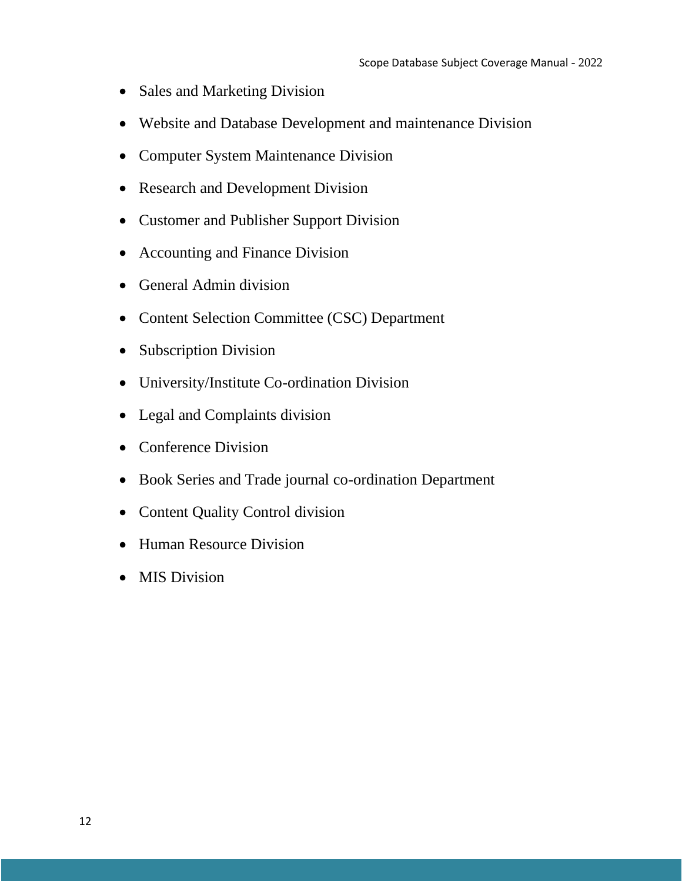- Sales and Marketing Division
- Website and Database Development and maintenance Division
- Computer System Maintenance Division
- Research and Development Division
- Customer and Publisher Support Division
- Accounting and Finance Division
- General Admin division
- Content Selection Committee (CSC) Department
- Subscription Division
- University/Institute Co-ordination Division
- Legal and Complaints division
- Conference Division
- Book Series and Trade journal co-ordination Department
- Content Quality Control division
- Human Resource Division
- MIS Division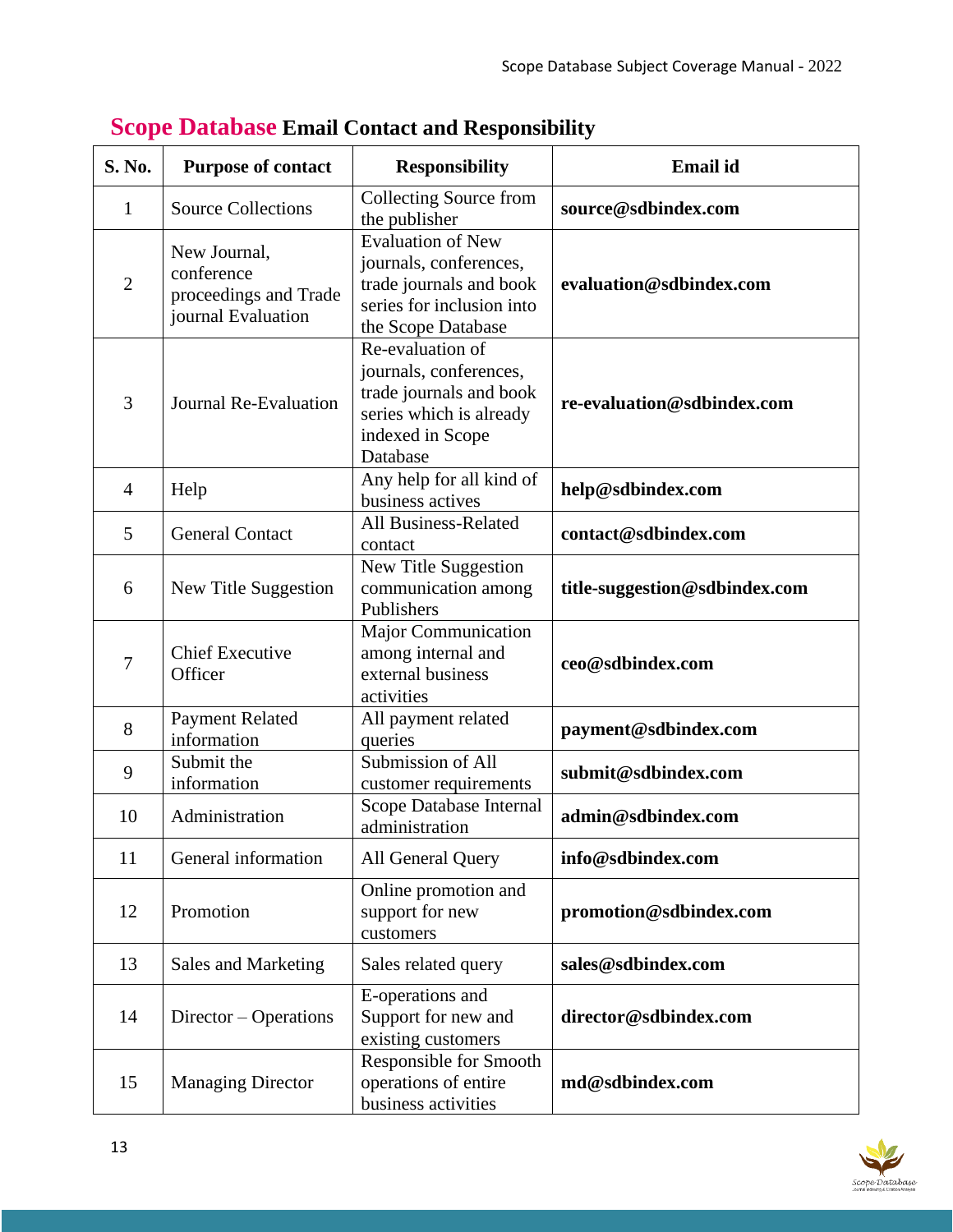## Scope Database Email Contact and Responsibility

| S. No. | Purpose of contact | Responsibility | Email id |
|---|---|---|---|
| 1 | Source Collections | Collecting Source from the publisher | **source@sdbindex.com** |
| 2 | New Journal, conference proceedings and Trade journal Evaluation | Evaluation of New journals, conferences, trade journals and book series for inclusion into the Scope Database | **evaluation@sdbindex.com** |
| 3 | Journal Re-Evaluation | Re-evaluation of journals, conferences, trade journals and book series which is already indexed in Scope Database | **re-evaluation@sdbindex.com** |
| 4 | Help | Any help for all kind of business actives | **help@sdbindex.com** |
| 5 | General Contact | All Business-Related contact | **contact@sdbindex.com** |
| 6 | New Title Suggestion | New Title Suggestion communication among Publishers | **title-suggestion@sdbindex.com** |
| 7 | Chief Executive Officer | Major Communication among internal and external business activities | **ceo@sdbindex.com** |
| 8 | Payment Related information | All payment related queries | **payment@sdbindex.com** |
| 9 | Submit the information | Submission of All customer requirements | **submit@sdbindex.com** |
| 10 | Administration | Scope Database Internal administration | **admin@sdbindex.com** |
| 11 | General information | All General Query | **info@sdbindex.com** |
| 12 | Promotion | Online promotion and support for new customers | **promotion@sdbindex.com** |
| 13 | Sales and Marketing | Sales related query | **sales@sdbindex.com** |
| 14 | Director – Operations | E-operations and Support for new and existing customers | **director@sdbindex.com** |
| 15 | Managing Director | Responsible for Smooth operations of entire business activities | **md@sdbindex.com** |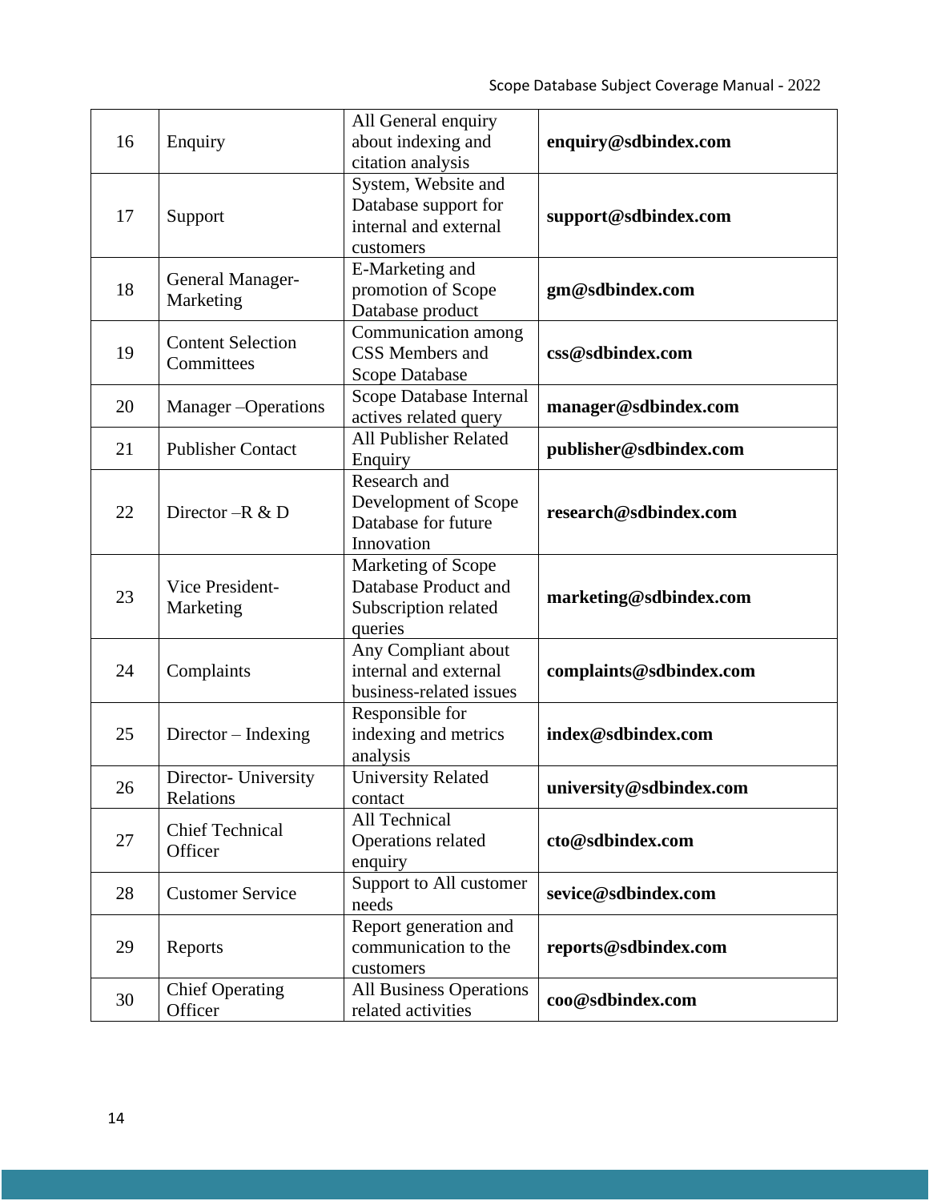| 16 | Enquiry | All General enquiry about indexing and citation analysis | **enquiry@sdbindex.com** |
|---|---|---|---|
| 17 | Support | System, Website and Database support for internal and external customers | **support@sdbindex.com** |
| 18 | General Manager-Marketing | E-Marketing and promotion of Scope Database product | **gm@sdbindex.com** |
| 19 | Content Selection Committees | Communication among CSS Members and Scope Database | **css@sdbindex.com** |
| 20 | Manager –Operations | Scope Database Internal actives related query | **manager@sdbindex.com** |
| 21 | Publisher Contact | All Publisher Related Enquiry | **publisher@sdbindex.com** |
| 22 | Director –R & D | Research and Development of Scope Database for future Innovation | **research@sdbindex.com** |
| 23 | Vice President-Marketing | Marketing of Scope Database Product and Subscription related queries | **marketing@sdbindex.com** |
| 24 | Complaints | Any Compliant about internal and external business-related issues | **complaints@sdbindex.com** |
| 25 | Director – Indexing | Responsible for indexing and metrics analysis | **index@sdbindex.com** |
| 26 | Director- University Relations | University Related contact | **university@sdbindex.com** |
| 27 | Chief Technical Officer | All Technical Operations related enquiry | **cto@sdbindex.com** |
| 28 | Customer Service | Support to All customer needs | **sevice@sdbindex.com** |
| 29 | Reports | Report generation and communication to the customers | **reports@sdbindex.com** |
| 30 | Chief Operating Officer | All Business Operations related activities | **coo@sdbindex.com** |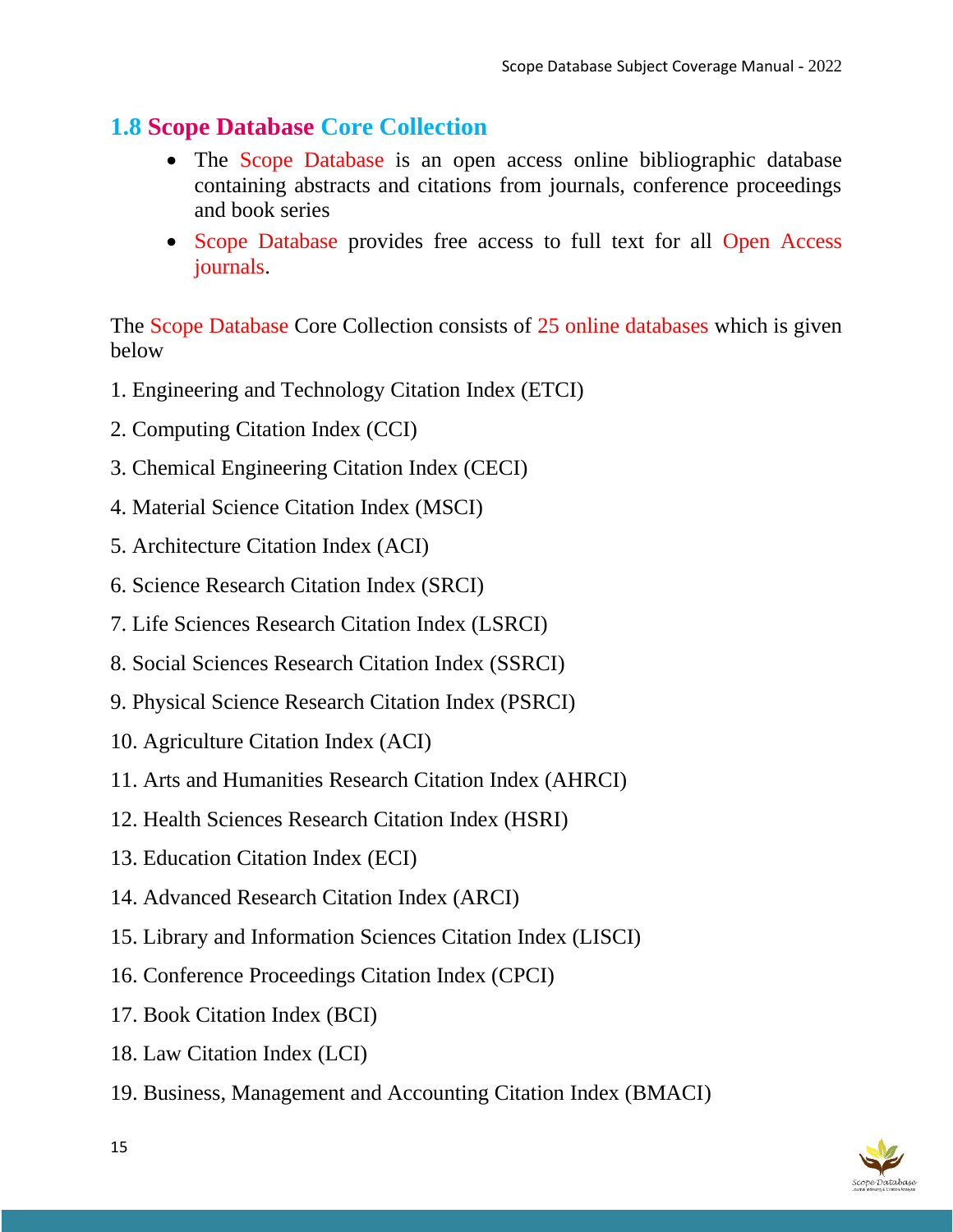## 1.8 Scope Database Core Collection

- The Scope Database is an open access online bibliographic database containing abstracts and citations from journals, conference proceedings and book series
- Scope Database provides free access to full text for all Open Access journals.

The Scope Database Core Collection consists of 25 online databases which is given below

1. Engineering and Technology Citation Index (ETCI)
2. Computing Citation Index (CCI)
3. Chemical Engineering Citation Index (CECI)
4. Material Science Citation Index (MSCI)
5. Architecture Citation Index (ACI)
6. Science Research Citation Index (SRCI)
7. Life Sciences Research Citation Index (LSRCI)
8. Social Sciences Research Citation Index (SSRCI)
9. Physical Science Research Citation Index (PSRCI)
10. Agriculture Citation Index (ACI)
11. Arts and Humanities Research Citation Index (AHRCI)
12. Health Sciences Research Citation Index (HSRI)
13. Education Citation Index (ECI)
14. Advanced Research Citation Index (ARCI)
15. Library and Information Sciences Citation Index (LISCI)
16. Conference Proceedings Citation Index (CPCI)
17. Book Citation Index (BCI)
18. Law Citation Index (LCI)
19. Business, Management and Accounting Citation Index (BMACI)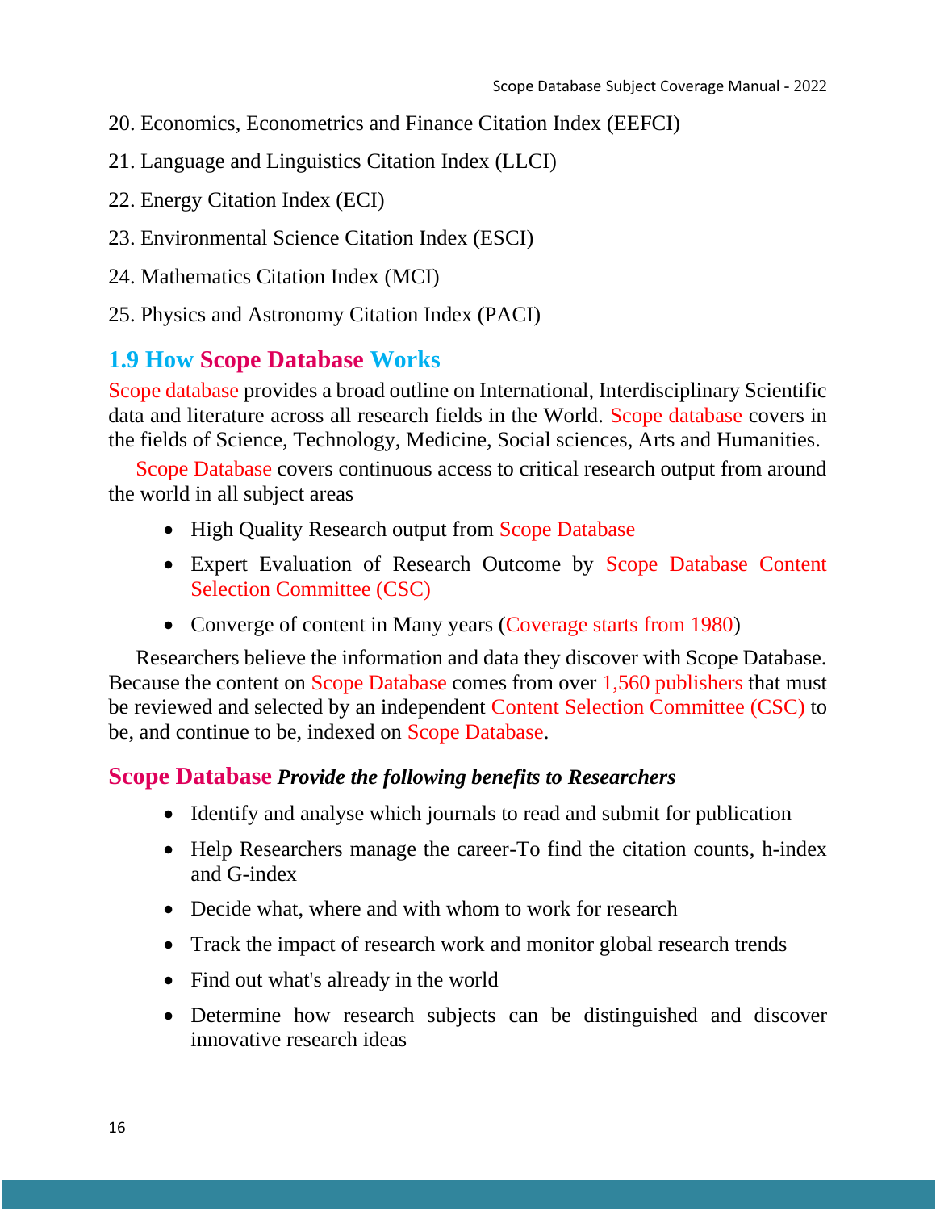20. Economics, Econometrics and Finance Citation Index (EEFCI)

21. Language and Linguistics Citation Index (LLCI)

22. Energy Citation Index (ECI)

23. Environmental Science Citation Index (ESCI)

24. Mathematics Citation Index (MCI)

25. Physics and Astronomy Citation Index (PACI)

## 1.9 How Scope Database Works

Scope database provides a broad outline on International, Interdisciplinary Scientific data and literature across all research fields in the World. Scope database covers in the fields of Science, Technology, Medicine, Social sciences, Arts and Humanities.

Scope Database covers continuous access to critical research output from around the world in all subject areas

- High Quality Research output from Scope Database
- Expert Evaluation of Research Outcome by Scope Database Content Selection Committee (CSC)
- Converge of content in Many years (Coverage starts from 1980)

Researchers believe the information and data they discover with Scope Database. Because the content on Scope Database comes from over 1,560 publishers that must be reviewed and selected by an independent Content Selection Committee (CSC) to be, and continue to be, indexed on Scope Database.

### Scope Database *Provide the following benefits to Researchers*

- Identify and analyse which journals to read and submit for publication
- Help Researchers manage the career-To find the citation counts, h-index and G-index
- Decide what, where and with whom to work for research
- Track the impact of research work and monitor global research trends
- Find out what's already in the world
- Determine how research subjects can be distinguished and discover innovative research ideas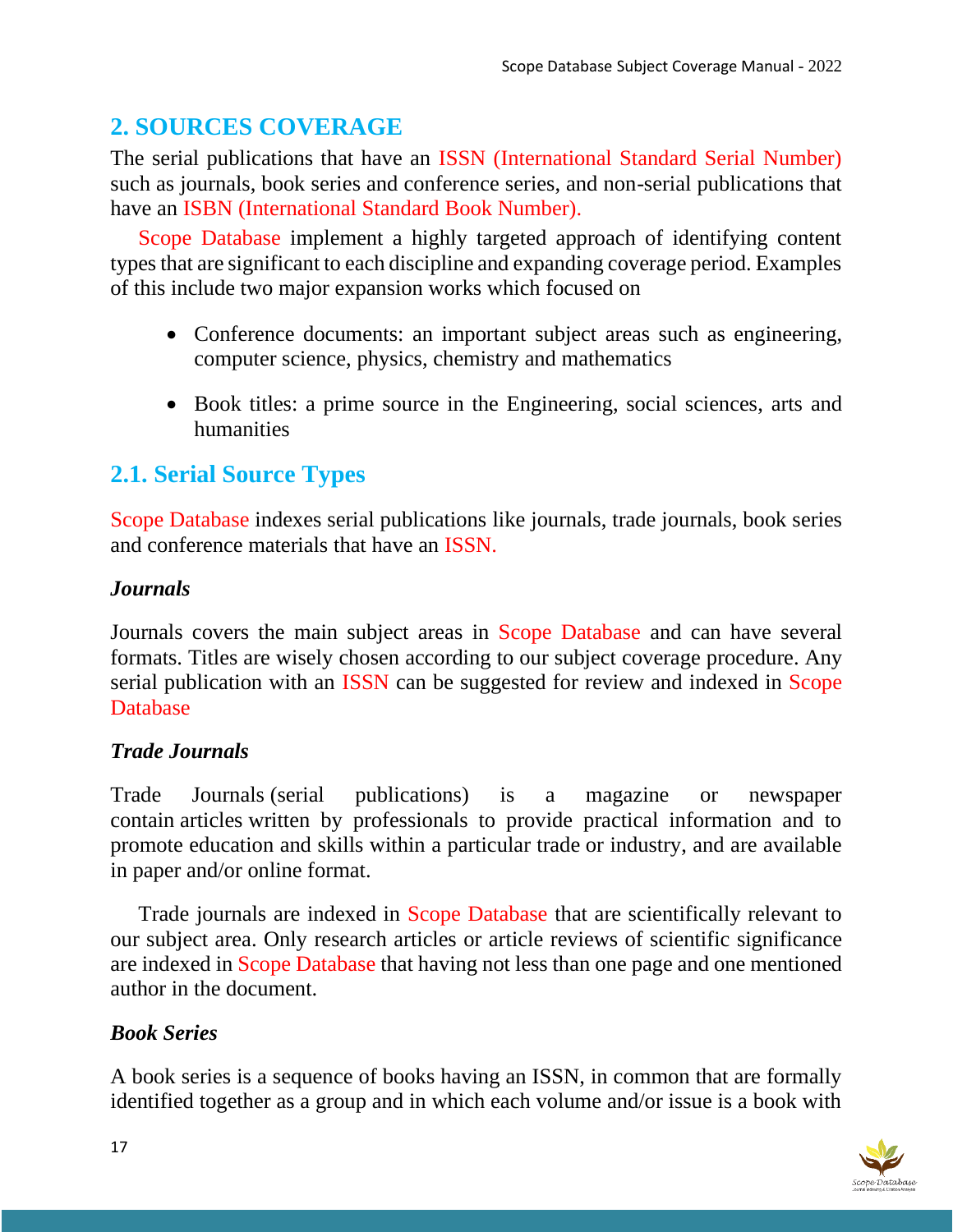## 2. SOURCES COVERAGE

The serial publications that have an ISSN (International Standard Serial Number) such as journals, book series and conference series, and non-serial publications that have an ISBN (International Standard Book Number).

Scope Database implement a highly targeted approach of identifying content types that are significant to each discipline and expanding coverage period. Examples of this include two major expansion works which focused on

- Conference documents: an important subject areas such as engineering, computer science, physics, chemistry and mathematics
- Book titles: a prime source in the Engineering, social sciences, arts and humanities

### 2.1. Serial Source Types

Scope Database indexes serial publications like journals, trade journals, book series and conference materials that have an ISSN.

#### *Journals*

Journals covers the main subject areas in Scope Database and can have several formats. Titles are wisely chosen according to our subject coverage procedure. Any serial publication with an ISSN can be suggested for review and indexed in Scope Database

#### *Trade Journals*

Trade Journals (serial publications) is a magazine or newspaper contain articles written by professionals to provide practical information and to promote education and skills within a particular trade or industry, and are available in paper and/or online format.

Trade journals are indexed in Scope Database that are scientifically relevant to our subject area. Only research articles or article reviews of scientific significance are indexed in Scope Database that having not less than one page and one mentioned author in the document.

#### *Book Series*

A book series is a sequence of books having an ISSN, in common that are formally identified together as a group and in which each volume and/or issue is a book with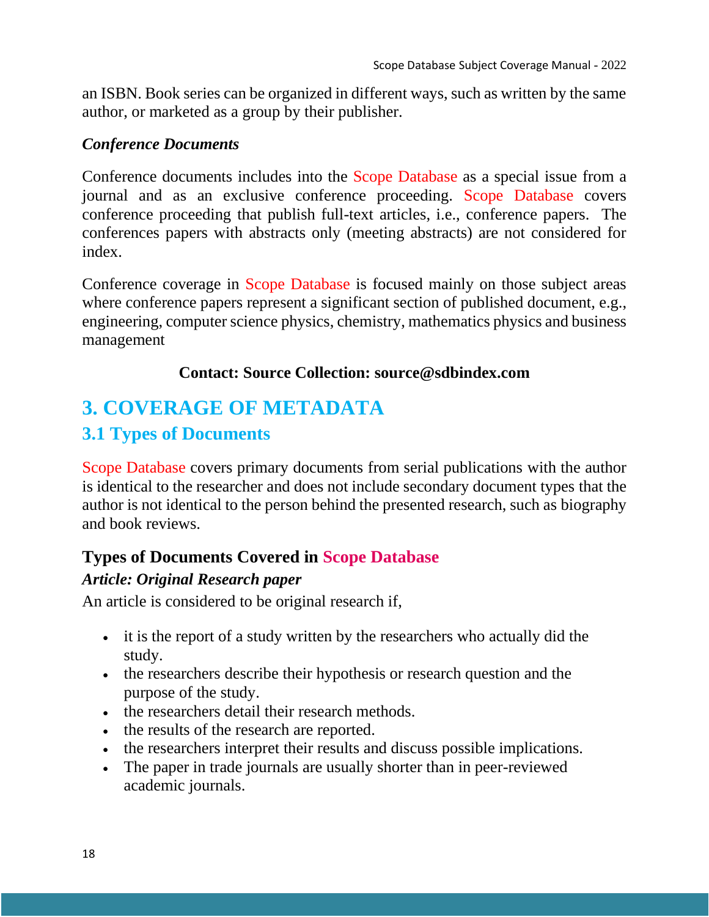an ISBN. Book series can be organized in different ways, such as written by the same author, or marketed as a group by their publisher.

***Conference Documents***

Conference documents includes into the Scope Database as a special issue from a journal and as an exclusive conference proceeding. Scope Database covers conference proceeding that publish full-text articles, i.e., conference papers. The conferences papers with abstracts only (meeting abstracts) are not considered for index.

Conference coverage in Scope Database is focused mainly on those subject areas where conference papers represent a significant section of published document, e.g., engineering, computer science physics, chemistry, mathematics physics and business management

**Contact: Source Collection: source@sdbindex.com**

# 3. COVERAGE OF METADATA

## 3.1 Types of Documents

Scope Database covers primary documents from serial publications with the author is identical to the researcher and does not include secondary document types that the author is not identical to the person behind the presented research, such as biography and book reviews.

### Types of Documents Covered in Scope Database

***Article: Original Research paper***

An article is considered to be original research if,

- it is the report of a study written by the researchers who actually did the study.
- the researchers describe their hypothesis or research question and the purpose of the study.
- the researchers detail their research methods.
- the results of the research are reported.
- the researchers interpret their results and discuss possible implications.
- The paper in trade journals are usually shorter than in peer-reviewed academic journals.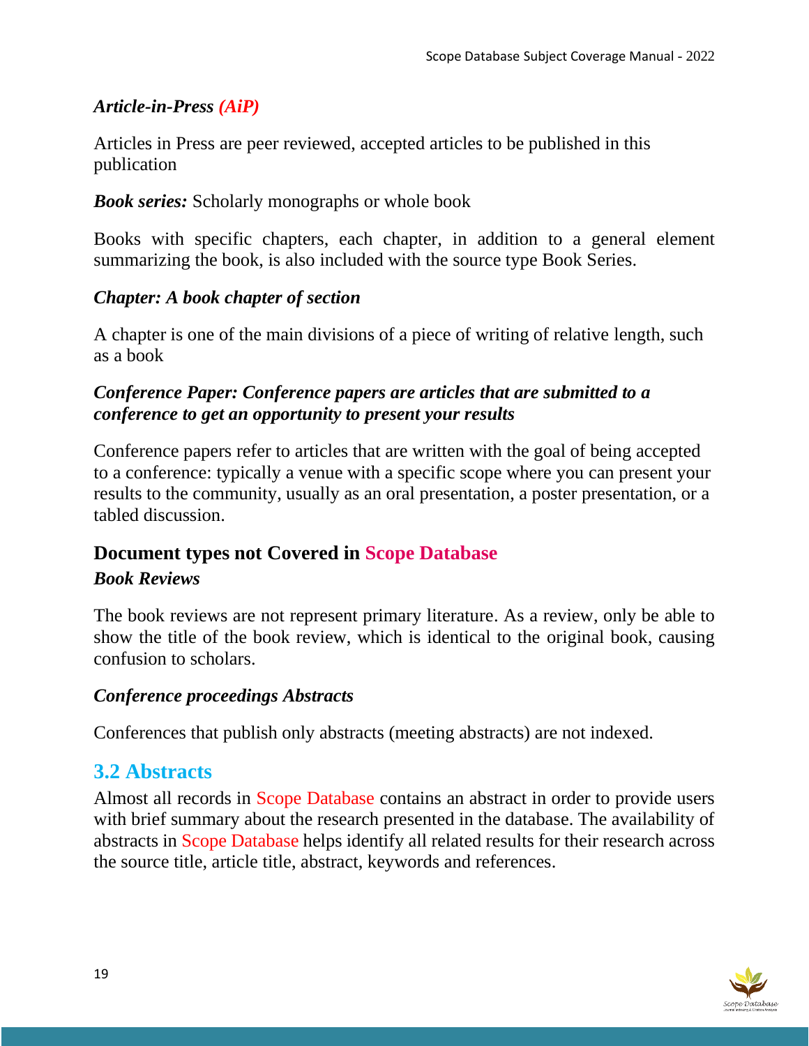***Article-in-Press (AiP)***

Articles in Press are peer reviewed, accepted articles to be published in this publication

***Book series:*** Scholarly monographs or whole book

Books with specific chapters, each chapter, in addition to a general element summarizing the book, is also included with the source type Book Series.

***Chapter: A book chapter of section***

A chapter is one of the main divisions of a piece of writing of relative length, such as a book

***Conference Paper: Conference papers are articles that are submitted to a conference to get an opportunity to present your results***

Conference papers refer to articles that are written with the goal of being accepted to a conference: typically a venue with a specific scope where you can present your results to the community, usually as an oral presentation, a poster presentation, or a tabled discussion.

### Document types not Covered in Scope Database

***Book Reviews***

The book reviews are not represent primary literature. As a review, only be able to show the title of the book review, which is identical to the original book, causing confusion to scholars.

***Conference proceedings Abstracts***

Conferences that publish only abstracts (meeting abstracts) are not indexed.

## 3.2 Abstracts

Almost all records in Scope Database contains an abstract in order to provide users with brief summary about the research presented in the database. The availability of abstracts in Scope Database helps identify all related results for their research across the source title, article title, abstract, keywords and references.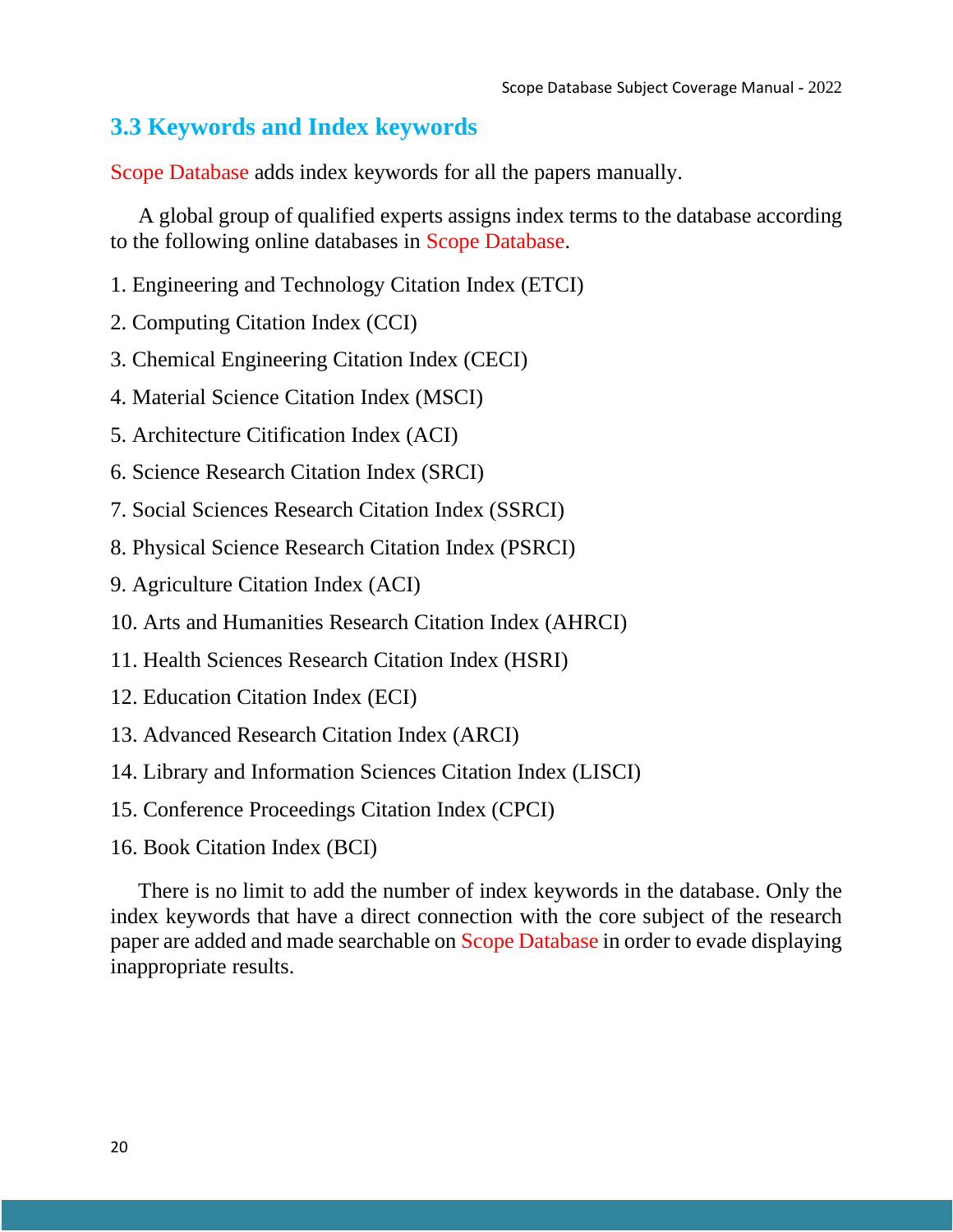### 3.3 Keywords and Index keywords

Scope Database adds index keywords for all the papers manually.

A global group of qualified experts assigns index terms to the database according to the following online databases in Scope Database.

1. Engineering and Technology Citation Index (ETCI)
2. Computing Citation Index (CCI)
3. Chemical Engineering Citation Index (CECI)
4. Material Science Citation Index (MSCI)
5. Architecture Citification Index (ACI)
6. Science Research Citation Index (SRCI)
7. Social Sciences Research Citation Index (SSRCI)
8. Physical Science Research Citation Index (PSRCI)
9. Agriculture Citation Index (ACI)
10. Arts and Humanities Research Citation Index (AHRCI)
11. Health Sciences Research Citation Index (HSRI)
12. Education Citation Index (ECI)
13. Advanced Research Citation Index (ARCI)
14. Library and Information Sciences Citation Index (LISCI)
15. Conference Proceedings Citation Index (CPCI)
16. Book Citation Index (BCI)

There is no limit to add the number of index keywords in the database. Only the index keywords that have a direct connection with the core subject of the research paper are added and made searchable on Scope Database in order to evade displaying inappropriate results.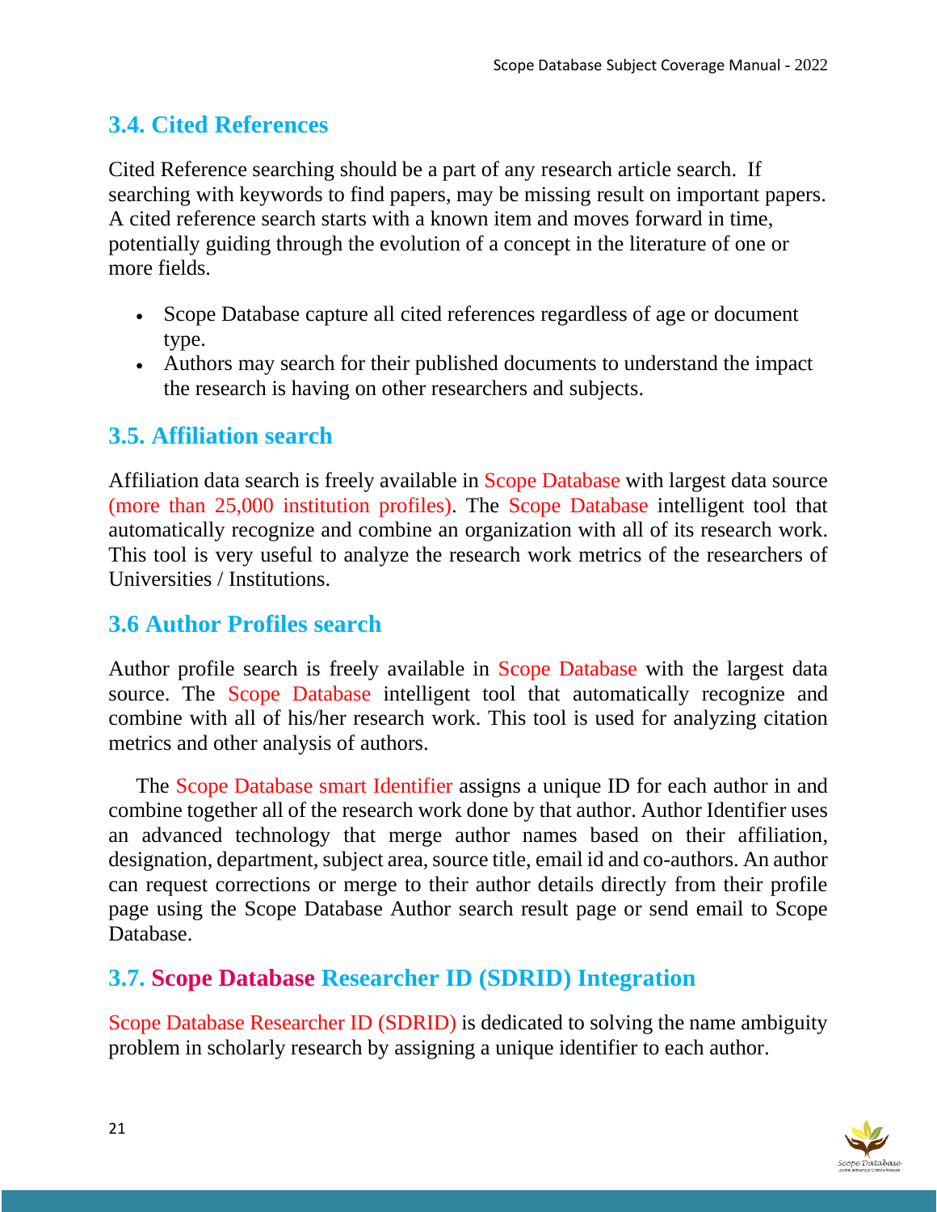## 3.4. Cited References

Cited Reference searching should be a part of any research article search. If searching with keywords to find papers, may be missing result on important papers. A cited reference search starts with a known item and moves forward in time, potentially guiding through the evolution of a concept in the literature of one or more fields.

- Scope Database capture all cited references regardless of age or document type.
- Authors may search for their published documents to understand the impact the research is having on other researchers and subjects.

## 3.5. Affiliation search

Affiliation data search is freely available in Scope Database with largest data source (more than 25,000 institution profiles). The Scope Database intelligent tool that automatically recognize and combine an organization with all of its research work. This tool is very useful to analyze the research work metrics of the researchers of Universities / Institutions.

## 3.6 Author Profiles search

Author profile search is freely available in Scope Database with the largest data source. The Scope Database intelligent tool that automatically recognize and combine with all of his/her research work. This tool is used for analyzing citation metrics and other analysis of authors.

The Scope Database smart Identifier assigns a unique ID for each author in and combine together all of the research work done by that author. Author Identifier uses an advanced technology that merge author names based on their affiliation, designation, department, subject area, source title, email id and co-authors. An author can request corrections or merge to their author details directly from their profile page using the Scope Database Author search result page or send email to Scope Database.

## 3.7. Scope Database Researcher ID (SDRID) Integration

Scope Database Researcher ID (SDRID) is dedicated to solving the name ambiguity problem in scholarly research by assigning a unique identifier to each author.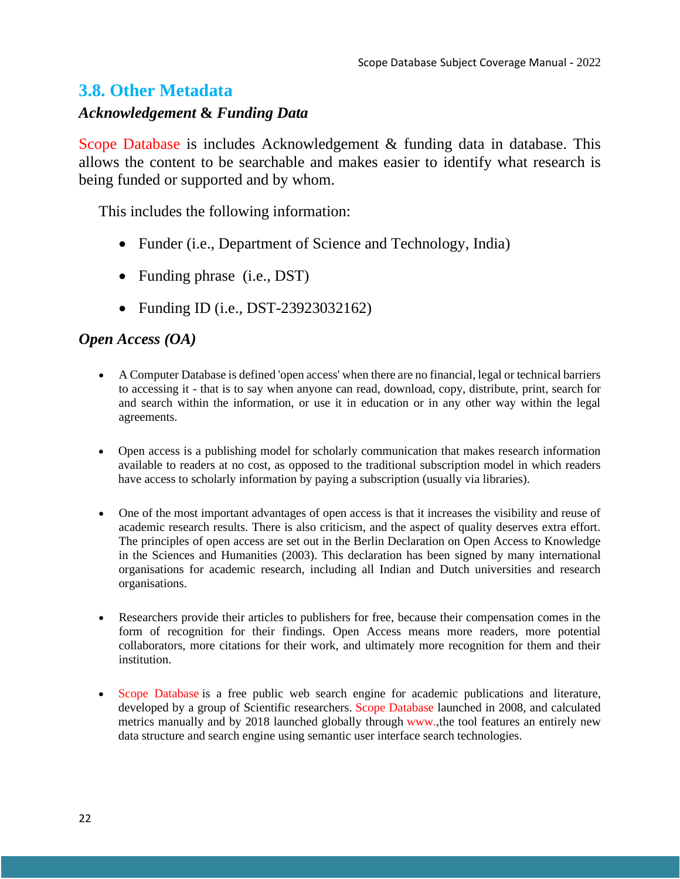## 3.8. Other Metadata

### *Acknowledgement & Funding Data*

Scope Database is includes Acknowledgement & funding data in database. This allows the content to be searchable and makes easier to identify what research is being funded or supported and by whom.

This includes the following information:

- Funder (i.e., Department of Science and Technology, India)
- Funding phrase (i.e., DST)
- Funding ID (i.e., DST-23923032162)

### *Open Access (OA)*

- A Computer Database is defined 'open access' when there are no financial, legal or technical barriers to accessing it - that is to say when anyone can read, download, copy, distribute, print, search for and search within the information, or use it in education or in any other way within the legal agreements.

- Open access is a publishing model for scholarly communication that makes research information available to readers at no cost, as opposed to the traditional subscription model in which readers have access to scholarly information by paying a subscription (usually via libraries).

- One of the most important advantages of open access is that it increases the visibility and reuse of academic research results. There is also criticism, and the aspect of quality deserves extra effort. The principles of open access are set out in the Berlin Declaration on Open Access to Knowledge in the Sciences and Humanities (2003). This declaration has been signed by many international organisations for academic research, including all Indian and Dutch universities and research organisations.

- Researchers provide their articles to publishers for free, because their compensation comes in the form of recognition for their findings. Open Access means more readers, more potential collaborators, more citations for their work, and ultimately more recognition for them and their institution.

- Scope Database is a free public web search engine for academic publications and literature, developed by a group of Scientific researchers. Scope Database launched in 2008, and calculated metrics manually and by 2018 launched globally through www.,the tool features an entirely new data structure and search engine using semantic user interface search technologies.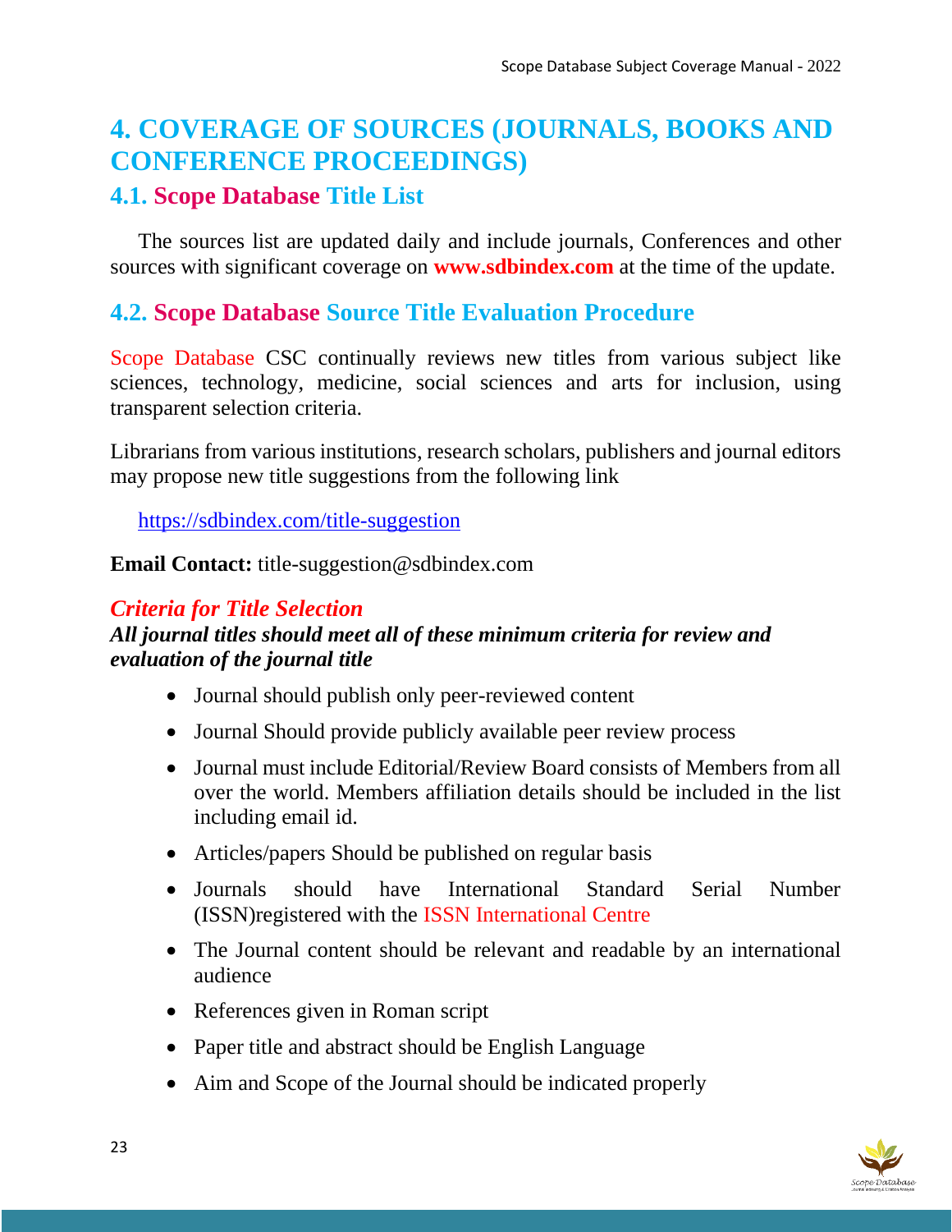# 4. COVERAGE OF SOURCES (JOURNALS, BOOKS AND CONFERENCE PROCEEDINGS)

## 4.1. Scope Database Title List

The sources list are updated daily and include journals, Conferences and other sources with significant coverage on **www.sdbindex.com** at the time of the update.

## 4.2. Scope Database Source Title Evaluation Procedure

Scope Database CSC continually reviews new titles from various subject like sciences, technology, medicine, social sciences and arts for inclusion, using transparent selection criteria.

Librarians from various institutions, research scholars, publishers and journal editors may propose new title suggestions from the following link

https://sdbindex.com/title-suggestion

**Email Contact:** title-suggestion@sdbindex.com

### *Criteria for Title Selection*

***All journal titles should meet all of these minimum criteria for review and evaluation of the journal title***

- Journal should publish only peer-reviewed content
- Journal Should provide publicly available peer review process
- Journal must include Editorial/Review Board consists of Members from all over the world. Members affiliation details should be included in the list including email id.
- Articles/papers Should be published on regular basis
- Journals should have International Standard Serial Number (ISSN)registered with the ISSN International Centre
- The Journal content should be relevant and readable by an international audience
- References given in Roman script
- Paper title and abstract should be English Language
- Aim and Scope of the Journal should be indicated properly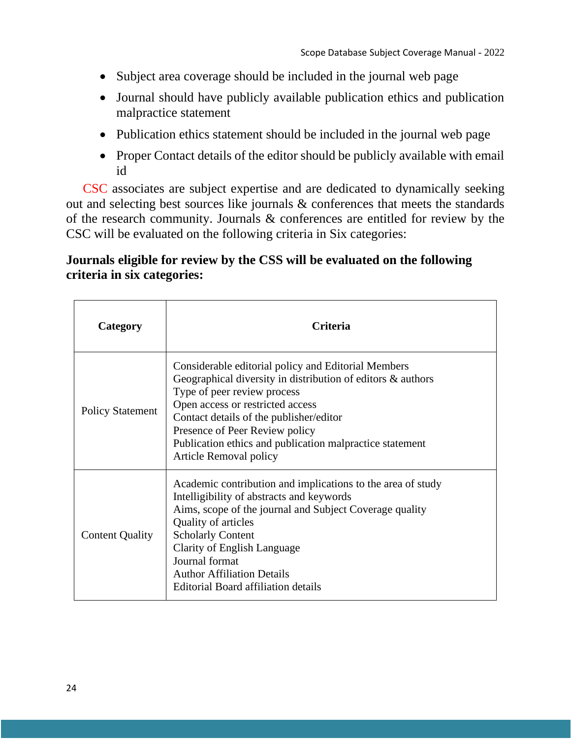- Subject area coverage should be included in the journal web page
- Journal should have publicly available publication ethics and publication malpractice statement
- Publication ethics statement should be included in the journal web page
- Proper Contact details of the editor should be publicly available with email id

CSC associates are subject expertise and are dedicated to dynamically seeking out and selecting best sources like journals & conferences that meets the standards of the research community. Journals & conferences are entitled for review by the CSC will be evaluated on the following criteria in Six categories:

**Journals eligible for review by the CSS will be evaluated on the following criteria in six categories:**

| Category | Criteria |
| --- | --- |
| Policy Statement | Considerable editorial policy and Editorial Members<br>Geographical diversity in distribution of editors & authors<br>Type of peer review process<br>Open access or restricted access<br>Contact details of the publisher/editor<br>Presence of Peer Review policy<br>Publication ethics and publication malpractice statement<br>Article Removal policy |
| Content Quality | Academic contribution and implications to the area of study<br>Intelligibility of abstracts and keywords<br>Aims, scope of the journal and Subject Coverage quality<br>Quality of articles<br>Scholarly Content<br>Clarity of English Language<br>Journal format<br>Author Affiliation Details<br>Editorial Board affiliation details |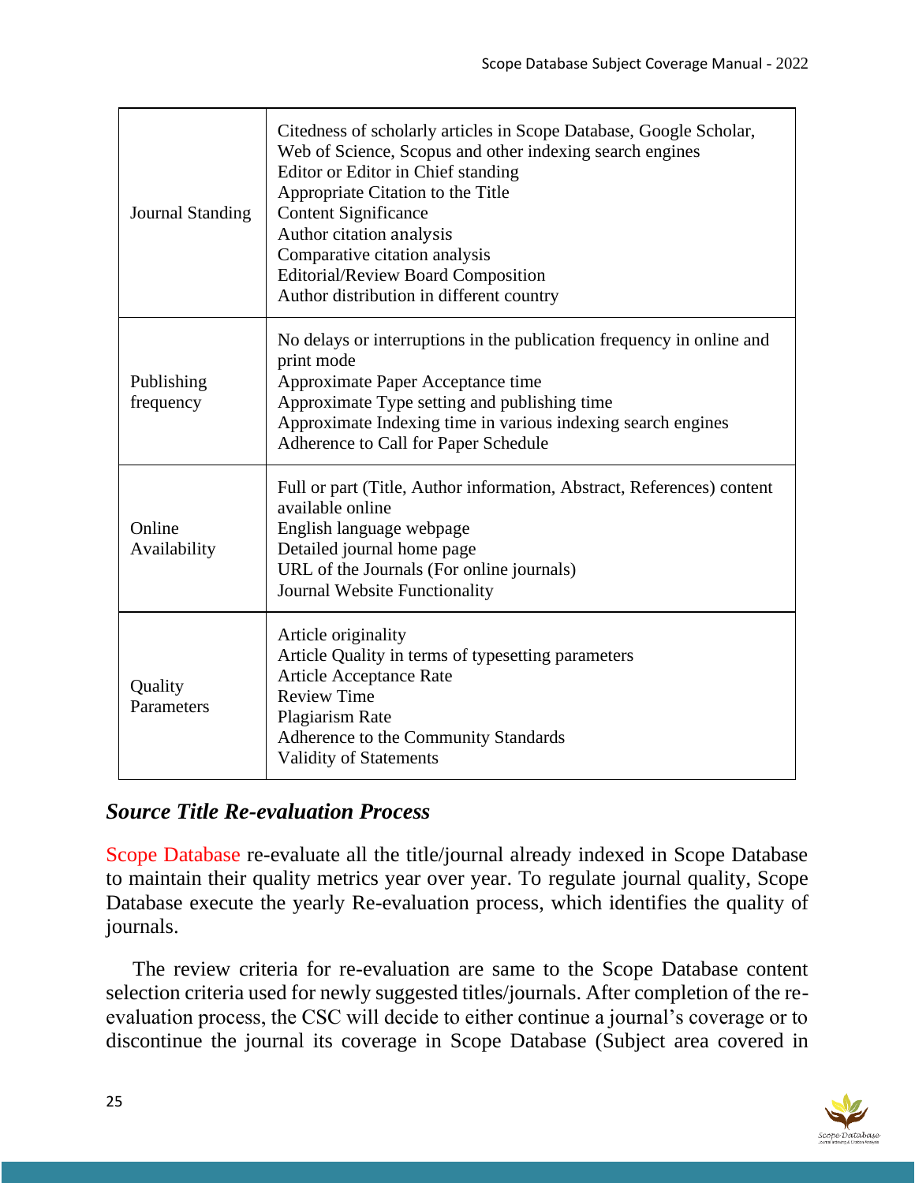| | |
|---|---|
| Journal Standing | Citedness of scholarly articles in Scope Database, Google Scholar, Web of Science, Scopus and other indexing search engines<br>Editor or Editor in Chief standing<br>Appropriate Citation to the Title<br>Content Significance<br>Author citation analysis<br>Comparative citation analysis<br>Editorial/Review Board Composition<br>Author distribution in different country |
| Publishing frequency | No delays or interruptions in the publication frequency in online and print mode<br>Approximate Paper Acceptance time<br>Approximate Type setting and publishing time<br>Approximate Indexing time in various indexing search engines<br>Adherence to Call for Paper Schedule |
| Online Availability | Full or part (Title, Author information, Abstract, References) content available online<br>English language webpage<br>Detailed journal home page<br>URL of the Journals (For online journals)<br>Journal Website Functionality |
| Quality Parameters | Article originality<br>Article Quality in terms of typesetting parameters<br>Article Acceptance Rate<br>Review Time<br>Plagiarism Rate<br>Adherence to the Community Standards<br>Validity of Statements |

## ***Source Title Re-evaluation Process***

Scope Database re-evaluate all the title/journal already indexed in Scope Database to maintain their quality metrics year over year. To regulate journal quality, Scope Database execute the yearly Re-evaluation process, which identifies the quality of journals.

The review criteria for re-evaluation are same to the Scope Database content selection criteria used for newly suggested titles/journals. After completion of the re-evaluation process, the CSC will decide to either continue a journal's coverage or to discontinue the journal its coverage in Scope Database (Subject area covered in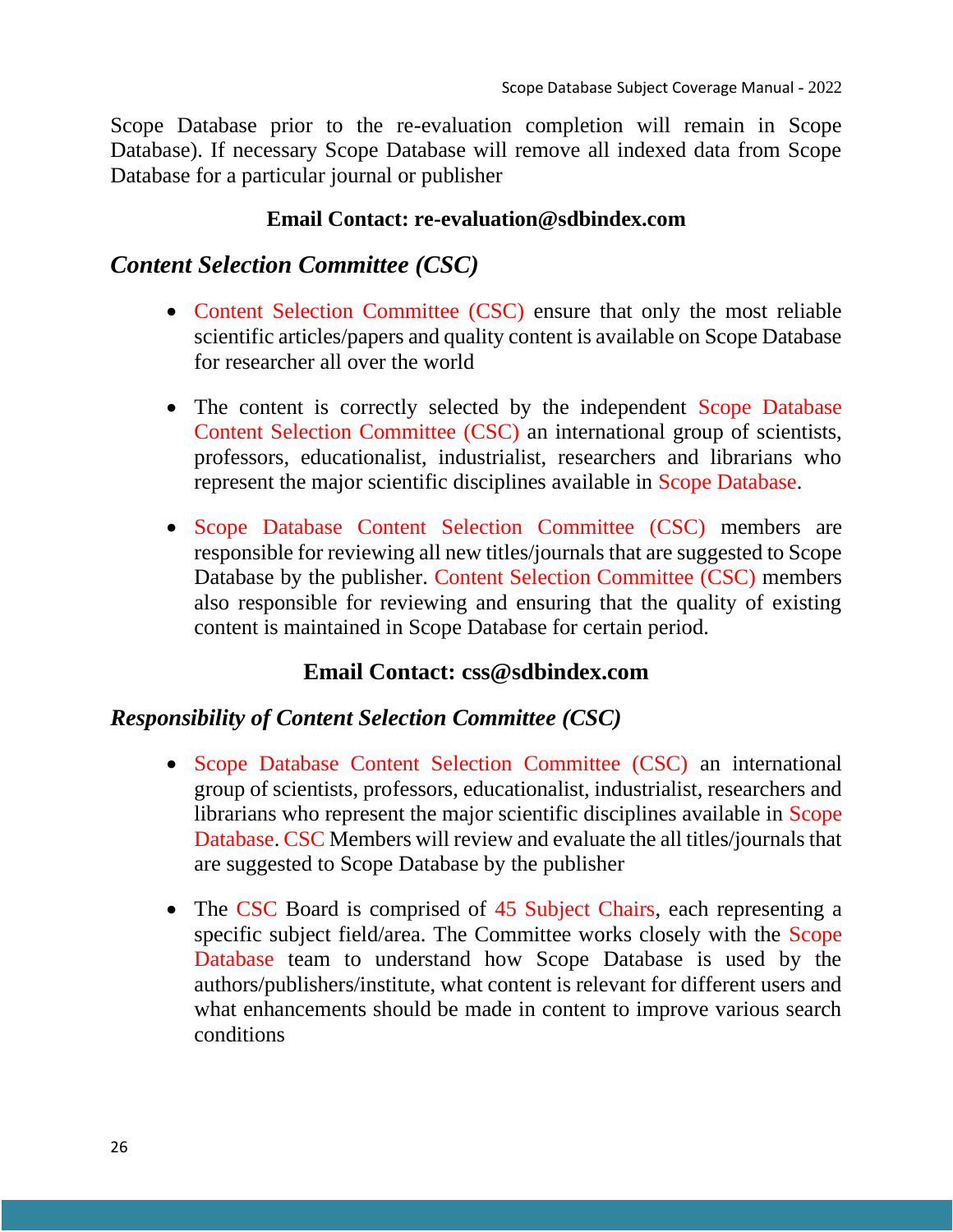Scope Database prior to the re-evaluation completion will remain in Scope Database). If necessary Scope Database will remove all indexed data from Scope Database for a particular journal or publisher

**Email Contact: re-evaluation@sdbindex.com**

## *Content Selection Committee (CSC)*

- Content Selection Committee (CSC) ensure that only the most reliable scientific articles/papers and quality content is available on Scope Database for researcher all over the world

- The content is correctly selected by the independent Scope Database Content Selection Committee (CSC) an international group of scientists, professors, educationalist, industrialist, researchers and librarians who represent the major scientific disciplines available in Scope Database.

- Scope Database Content Selection Committee (CSC) members are responsible for reviewing all new titles/journals that are suggested to Scope Database by the publisher. Content Selection Committee (CSC) members also responsible for reviewing and ensuring that the quality of existing content is maintained in Scope Database for certain period.

**Email Contact: css@sdbindex.com**

## *Responsibility of Content Selection Committee (CSC)*

- Scope Database Content Selection Committee (CSC) an international group of scientists, professors, educationalist, industrialist, researchers and librarians who represent the major scientific disciplines available in Scope Database. CSC Members will review and evaluate the all titles/journals that are suggested to Scope Database by the publisher

- The CSC Board is comprised of 45 Subject Chairs, each representing a specific subject field/area. The Committee works closely with the Scope Database team to understand how Scope Database is used by the authors/publishers/institute, what content is relevant for different users and what enhancements should be made in content to improve various search conditions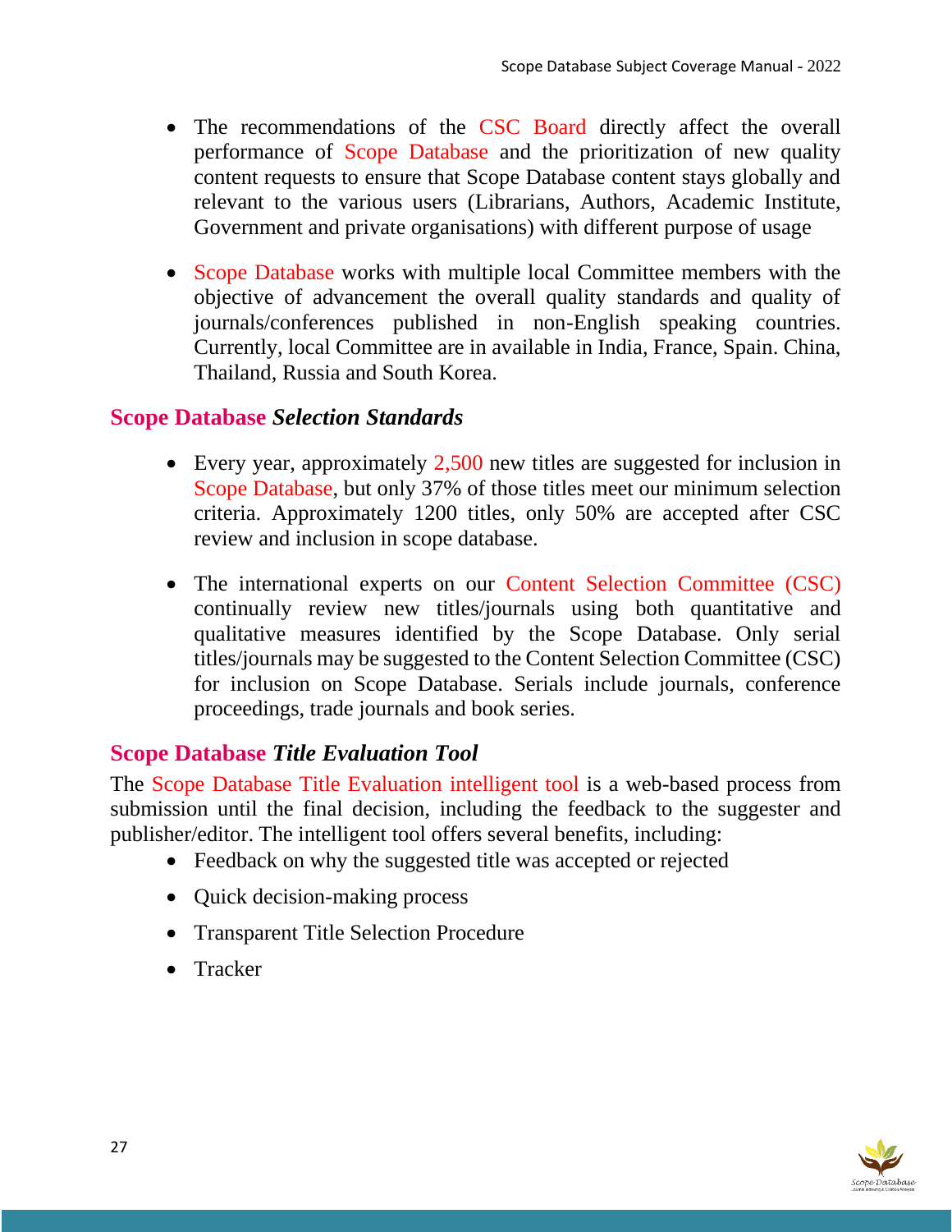- The recommendations of the CSC Board directly affect the overall performance of Scope Database and the prioritization of new quality content requests to ensure that Scope Database content stays globally and relevant to the various users (Librarians, Authors, Academic Institute, Government and private organisations) with different purpose of usage

- Scope Database works with multiple local Committee members with the objective of advancement the overall quality standards and quality of journals/conferences published in non-English speaking countries. Currently, local Committee are in available in India, France, Spain. China, Thailand, Russia and South Korea.

## Scope Database *Selection Standards*

- Every year, approximately 2,500 new titles are suggested for inclusion in Scope Database, but only 37% of those titles meet our minimum selection criteria. Approximately 1200 titles, only 50% are accepted after CSC review and inclusion in scope database.

- The international experts on our Content Selection Committee (CSC) continually review new titles/journals using both quantitative and qualitative measures identified by the Scope Database. Only serial titles/journals may be suggested to the Content Selection Committee (CSC) for inclusion on Scope Database. Serials include journals, conference proceedings, trade journals and book series.

## Scope Database *Title Evaluation Tool*

The Scope Database Title Evaluation intelligent tool is a web-based process from submission until the final decision, including the feedback to the suggester and publisher/editor. The intelligent tool offers several benefits, including:

- Feedback on why the suggested title was accepted or rejected
- Quick decision-making process
- Transparent Title Selection Procedure
- Tracker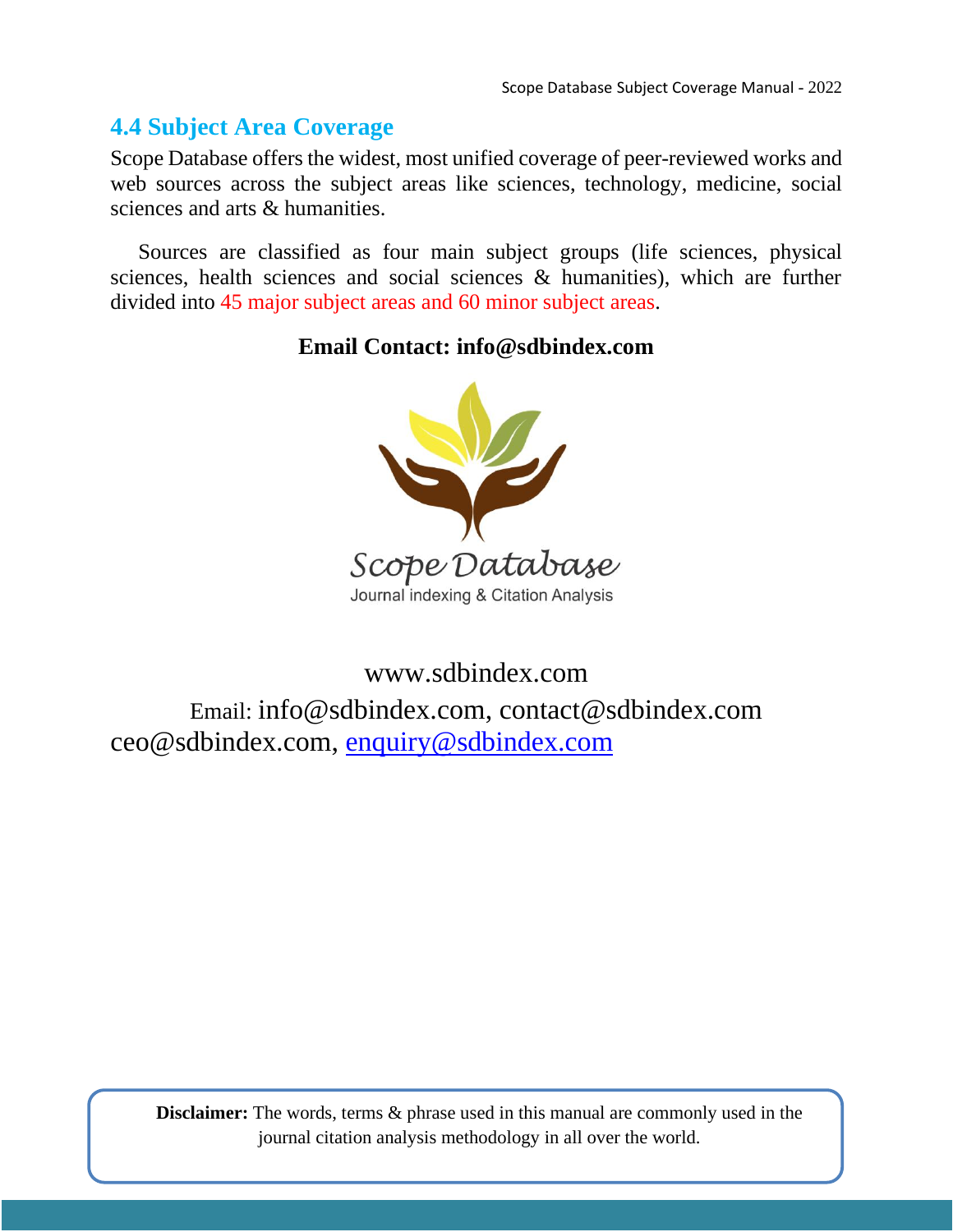## 4.4 Subject Area Coverage

Scope Database offers the widest, most unified coverage of peer-reviewed works and web sources across the subject areas like sciences, technology, medicine, social sciences and arts & humanities.

Sources are classified as four main subject groups (life sciences, physical sciences, health sciences and social sciences & humanities), which are further divided into 45 major subject areas and 60 minor subject areas.

**Email Contact: info@sdbindex.com**

Scope Database
Journal indexing & Citation Analysis

www.sdbindex.com

Email: info@sdbindex.com, contact@sdbindex.com
ceo@sdbindex.com, enquiry@sdbindex.com

**Disclaimer:** The words, terms & phrase used in this manual are commonly used in the journal citation analysis methodology in all over the world.